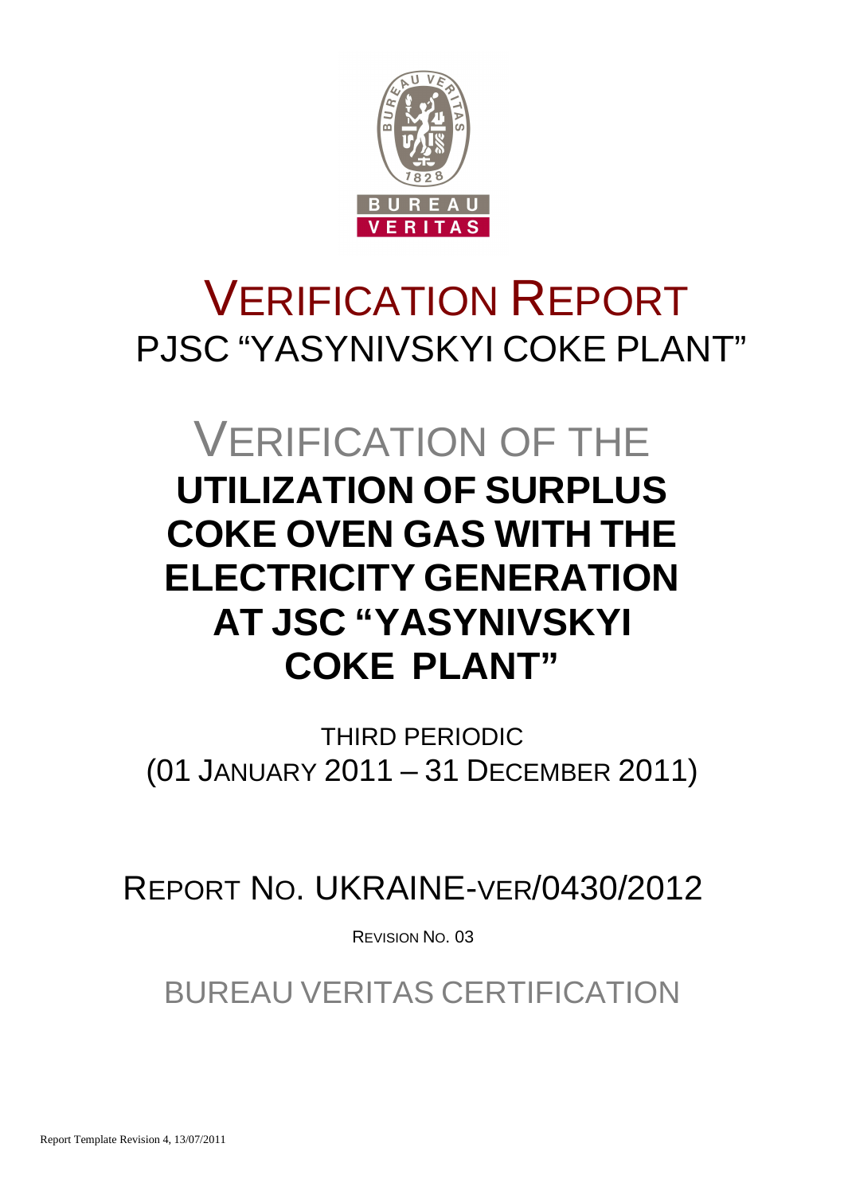BUREAU VERITAS

1828

# VERIFICATION REPORT
PJSC "YASYNIVSKYI COKE PLANT"

# VERIFICATION OF THE
# UTILIZATION OF SURPLUS COKE OVEN GAS WITH THE ELECTRICITY GENERATION AT JSC "YASYNIVSKYI COKE PLANT"

THIRD PERIODIC
(01 JANUARY 2011 – 31 DECEMBER 2011)

REPORT NO. UKRAINE-VER/0430/2012

REVISION NO. 03

BUREAU VERITAS CERTIFICATION

Report Template Revision 4, 13/07/2011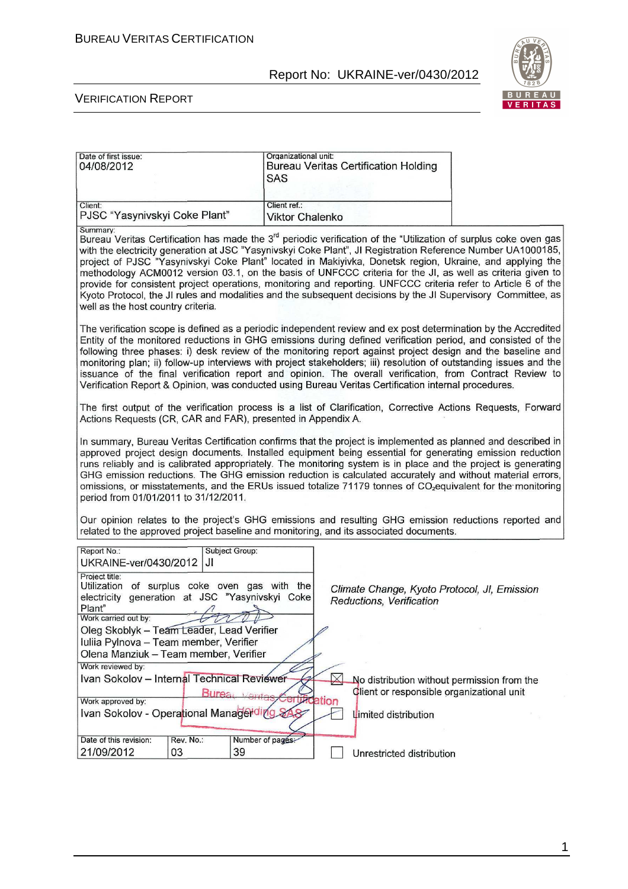| Date of first issue: | Organizational unit: |
|---|---|
| 04/08/2012 | Bureau Veritas Certification Holding SAS |
| Client: | Client ref.: |
| PJSC "Yasynivskyi Coke Plant" | Viktor Chalenko |

Summary:

Bureau Veritas Certification has made the 3rd periodic verification of the "Utilization of surplus coke oven gas with the electricity generation at JSC "Yasynivskyi Coke Plant", JI Registration Reference Number UA1000185, project of PJSC "Yasynivskyi Coke Plant" located in Makiyivka, Donetsk region, Ukraine, and applying the methodology ACM0012 version 03.1, on the basis of UNFCCC criteria for the JI, as well as criteria given to provide for consistent project operations, monitoring and reporting. UNFCCC criteria refer to Article 6 of the Kyoto Protocol, the JI rules and modalities and the subsequent decisions by the JI Supervisory Committee, as well as the host country criteria.

The verification scope is defined as a periodic independent review and ex post determination by the Accredited Entity of the monitored reductions in GHG emissions during defined verification period, and consisted of the following three phases: i) desk review of the monitoring report against project design and the baseline and monitoring plan; ii) follow-up interviews with project stakeholders; iii) resolution of outstanding issues and the issuance of the final verification report and opinion. The overall verification, from Contract Review to Verification Report & Opinion, was conducted using Bureau Veritas Certification internal procedures.

The first output of the verification process is a list of Clarification, Corrective Actions Requests, Forward Actions Requests (CR, CAR and FAR), presented in Appendix A.

In summary, Bureau Veritas Certification confirms that the project is implemented as planned and described in approved project design documents. Installed equipment being essential for generating emission reduction runs reliably and is calibrated appropriately. The monitoring system is in place and the project is generating GHG emission reductions. The GHG emission reduction is calculated accurately and without material errors, omissions, or misstatements, and the ERUs issued totalize 71179 tonnes of $CO_2$equivalent for the monitoring period from 01/01/2011 to 31/12/2011.

Our opinion relates to the project's GHG emissions and resulting GHG emission reductions reported and related to the approved project baseline and monitoring, and its associated documents.

| Report No.: | Subject Group: | |
|---|---|---|
| UKRAINE-ver/0430/2012 | JI | |
| Project title: "Utilization of surplus coke oven gas with the electricity generation at JSC "Yasynivskyi Coke Plant" | | *Climate Change, Kyoto Protocol, JI, Emission Reductions, Verification* |
| Work carried out by: Oleg Skoblyk – Team Leader, Lead Verifier; Iuliia Pylnova – Team member, Verifier; Olena Manziuk – Team member, Verifier | | |
| Work reviewed by: Ivan Sokolov – Internal Technical Reviewer | | ☒ No distribution without permission from the Client or responsible organizational unit |
| Work approved by: Ivan Sokolov - Operational Manager | | ☐ Limited distribution |
| Date of this revision: 21/09/2012 | Rev. No.: 03 / Number of pages: 39 | ☐ Unrestricted distribution |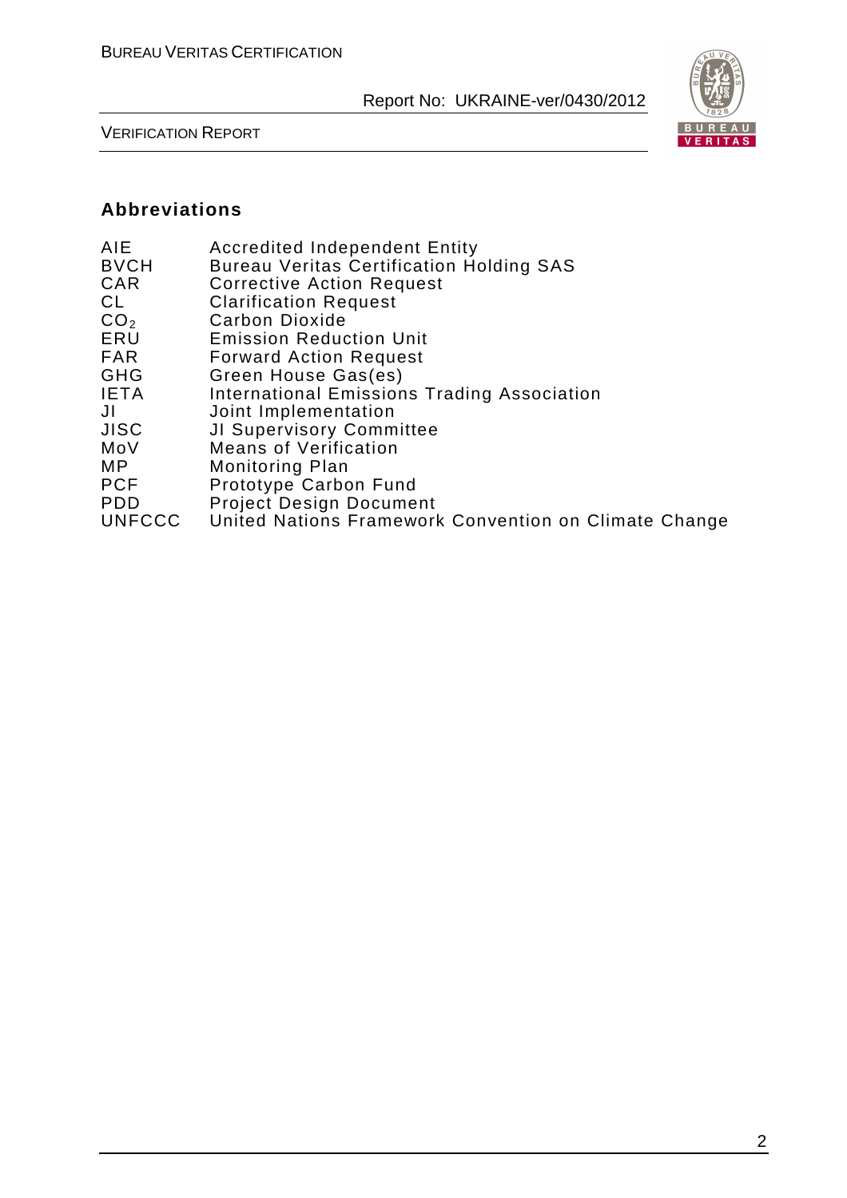## Abbreviations

| | |
|---|---|
| AIE | Accredited Independent Entity |
| BVCH | Bureau Veritas Certification Holding SAS |
| CAR | Corrective Action Request |
| CL | Clarification Request |
| $CO_2$ | Carbon Dioxide |
| ERU | Emission Reduction Unit |
| FAR | Forward Action Request |
| GHG | Green House Gas(es) |
| IETA | International Emissions Trading Association |
| JI | Joint Implementation |
| JISC | JI Supervisory Committee |
| MoV | Means of Verification |
| MP | Monitoring Plan |
| PCF | Prototype Carbon Fund |
| PDD | Project Design Document |
| UNFCCC | United Nations Framework Convention on Climate Change |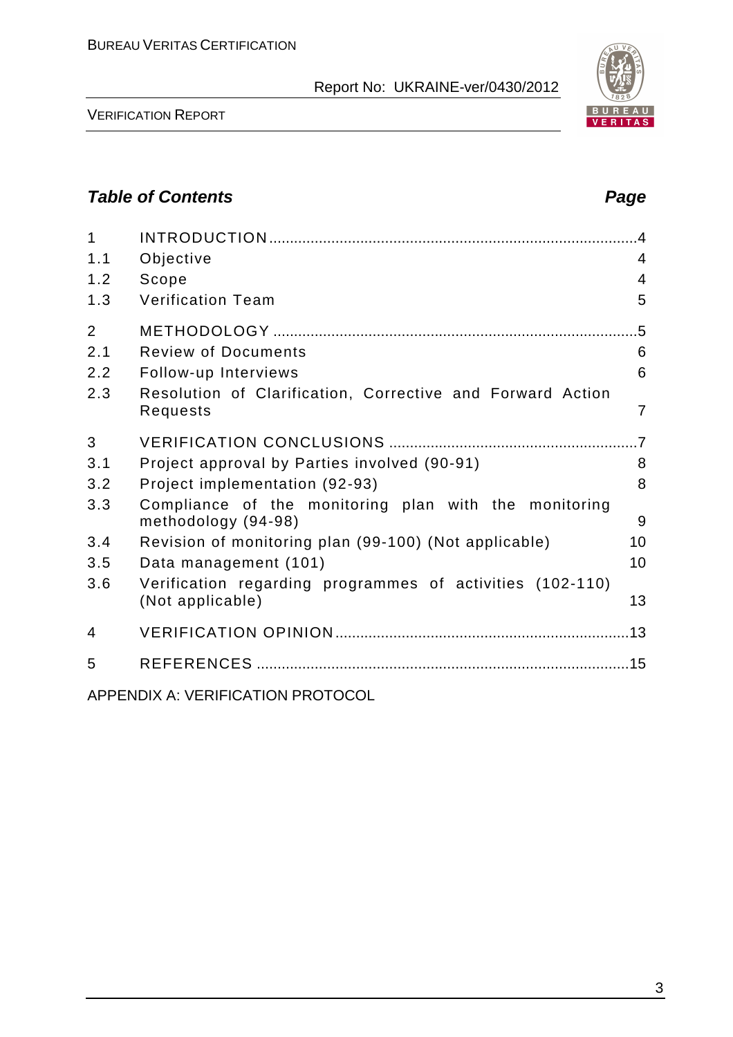## *Table of Contents* — *Page*

| | | |
|---|---|---|
| 1 | INTRODUCTION | 4 |
| 1.1 | Objective | 4 |
| 1.2 | Scope | 4 |
| 1.3 | Verification Team | 5 |
| 2 | METHODOLOGY | 5 |
| 2.1 | Review of Documents | 6 |
| 2.2 | Follow-up Interviews | 6 |
| 2.3 | Resolution of Clarification, Corrective and Forward Action Requests | 7 |
| 3 | VERIFICATION CONCLUSIONS | 7 |
| 3.1 | Project approval by Parties involved (90-91) | 8 |
| 3.2 | Project implementation (92-93) | 8 |
| 3.3 | Compliance of the monitoring plan with the monitoring methodology (94-98) | 9 |
| 3.4 | Revision of monitoring plan (99-100) (Not applicable) | 10 |
| 3.5 | Data management (101) | 10 |
| 3.6 | Verification regarding programmes of activities (102-110) (Not applicable) | 13 |
| 4 | VERIFICATION OPINION | 13 |
| 5 | REFERENCES | 15 |

APPENDIX A: VERIFICATION PROTOCOL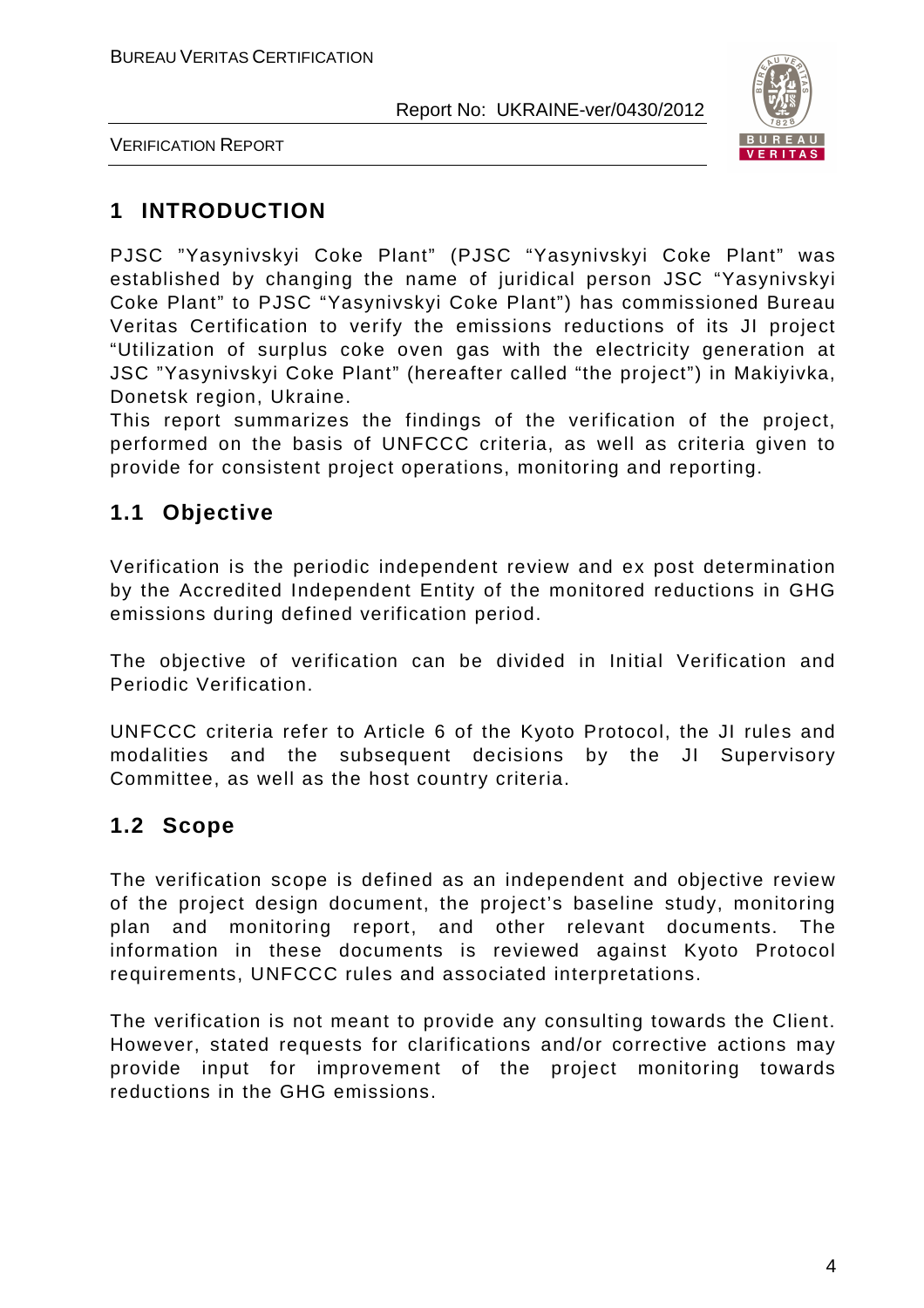# 1 INTRODUCTION

PJSC "Yasynivskyi Coke Plant" (PJSC "Yasynivskyi Coke Plant" was established by changing the name of juridical person JSC "Yasynivskyi Coke Plant" to PJSC "Yasynivskyi Coke Plant") has commissioned Bureau Veritas Certification to verify the emissions reductions of its JI project "Utilization of surplus coke oven gas with the electricity generation at JSC "Yasynivskyi Coke Plant" (hereafter called "the project") in Makiyivka, Donetsk region, Ukraine.

This report summarizes the findings of the verification of the project, performed on the basis of UNFCCC criteria, as well as criteria given to provide for consistent project operations, monitoring and reporting.

## 1.1 Objective

Verification is the periodic independent review and ex post determination by the Accredited Independent Entity of the monitored reductions in GHG emissions during defined verification period.

The objective of verification can be divided in Initial Verification and Periodic Verification.

UNFCCC criteria refer to Article 6 of the Kyoto Protocol, the JI rules and modalities and the subsequent decisions by the JI Supervisory Committee, as well as the host country criteria.

## 1.2 Scope

The verification scope is defined as an independent and objective review of the project design document, the project's baseline study, monitoring plan and monitoring report, and other relevant documents. The information in these documents is reviewed against Kyoto Protocol requirements, UNFCCC rules and associated interpretations.

The verification is not meant to provide any consulting towards the Client. However, stated requests for clarifications and/or corrective actions may provide input for improvement of the project monitoring towards reductions in the GHG emissions.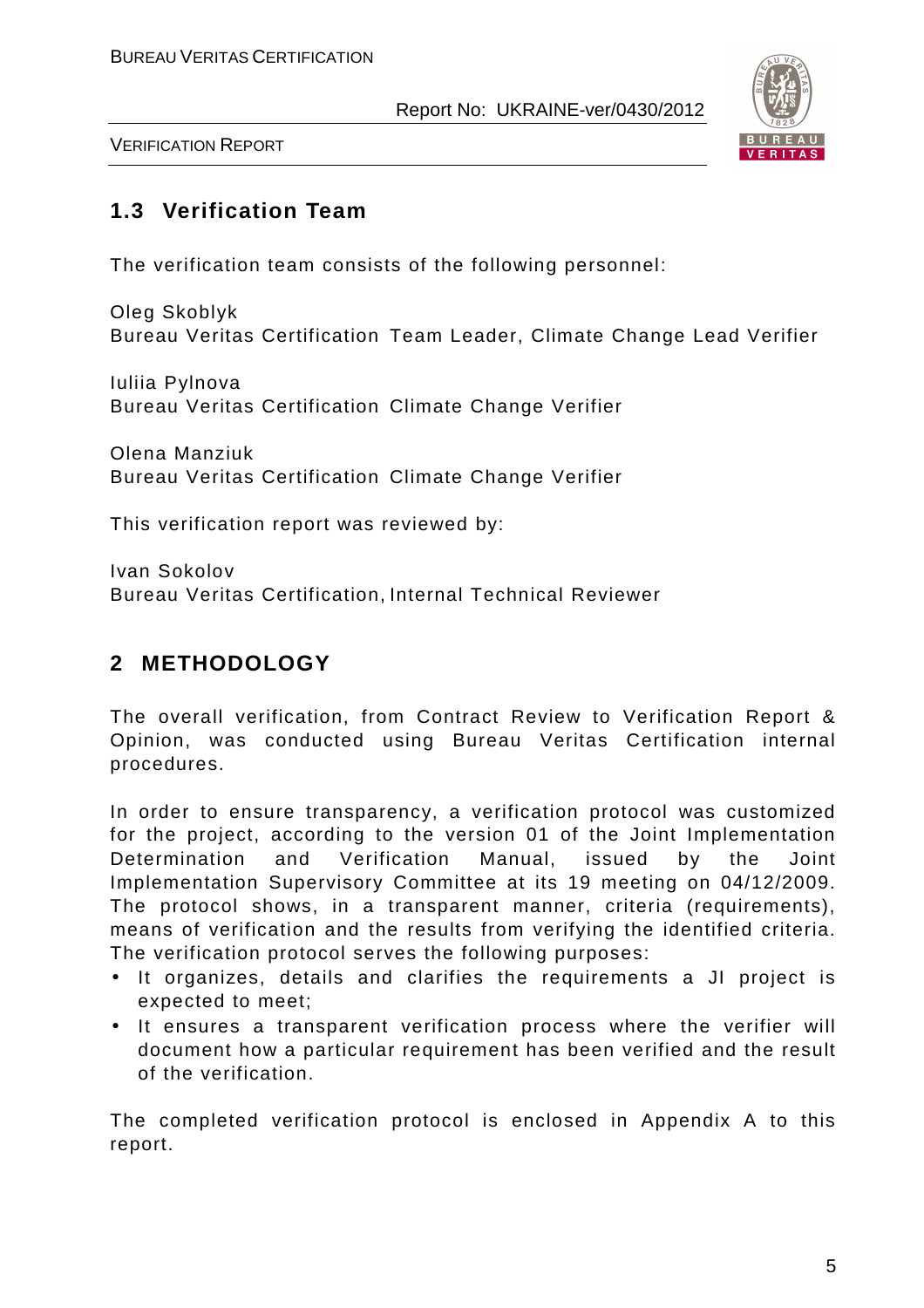## 1.3 Verification Team

The verification team consists of the following personnel:

Oleg Skoblyk
Bureau Veritas Certification Team Leader, Climate Change Lead Verifier

Iuliia Pylnova
Bureau Veritas Certification Climate Change Verifier

Olena Manziuk
Bureau Veritas Certification Climate Change Verifier

This verification report was reviewed by:

Ivan Sokolov
Bureau Veritas Certification, Internal Technical Reviewer

# 2 METHODOLOGY

The overall verification, from Contract Review to Verification Report & Opinion, was conducted using Bureau Veritas Certification internal procedures.

In order to ensure transparency, a verification protocol was customized for the project, according to the version 01 of the Joint Implementation Determination and Verification Manual, issued by the Joint Implementation Supervisory Committee at its 19 meeting on 04/12/2009. The protocol shows, in a transparent manner, criteria (requirements), means of verification and the results from verifying the identified criteria. The verification protocol serves the following purposes:

- It organizes, details and clarifies the requirements a JI project is expected to meet;
- It ensures a transparent verification process where the verifier will document how a particular requirement has been verified and the result of the verification.

The completed verification protocol is enclosed in Appendix A to this report.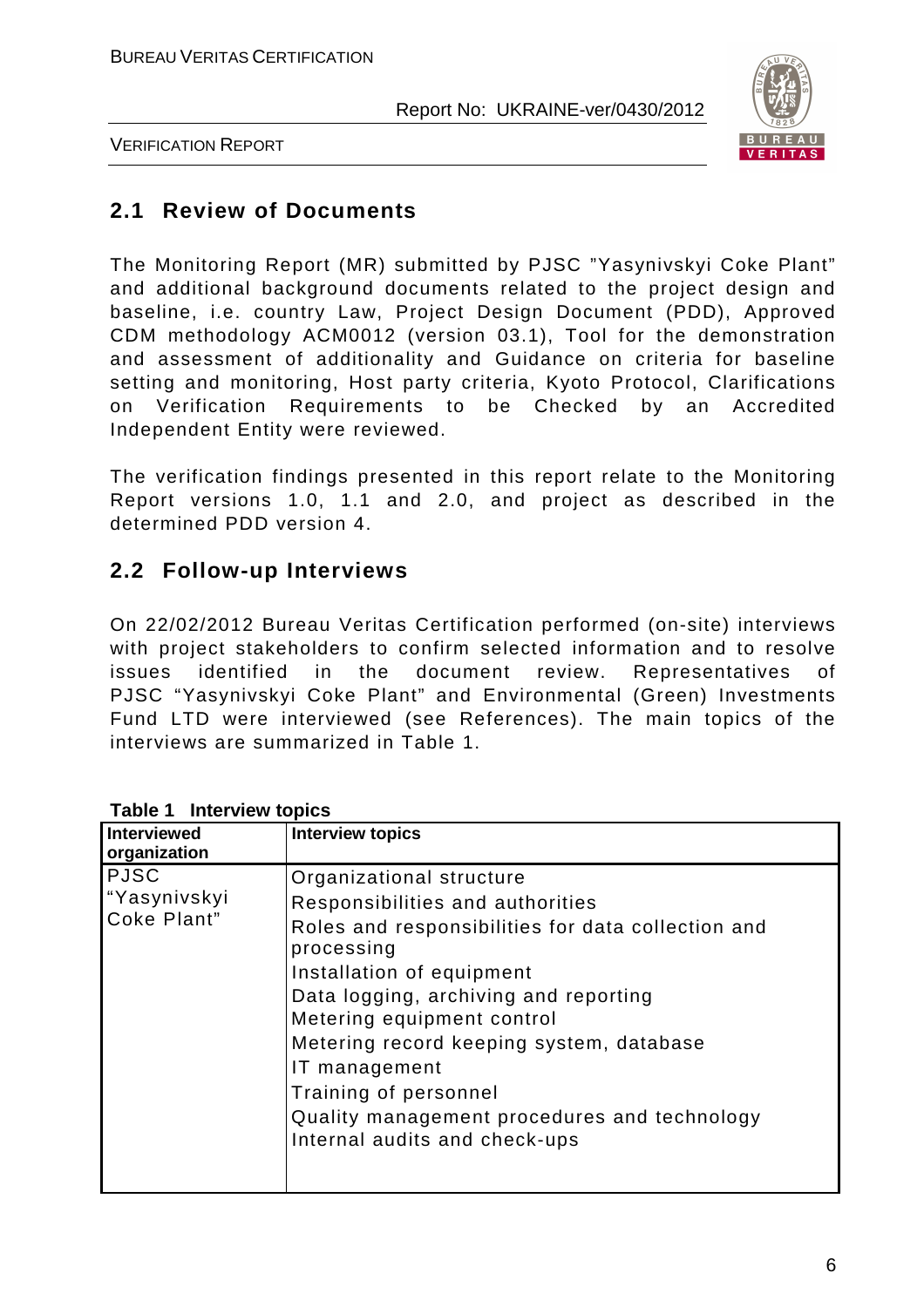## 2.1 Review of Documents

The Monitoring Report (MR) submitted by PJSC "Yasynivskyi Coke Plant" and additional background documents related to the project design and baseline, i.e. country Law, Project Design Document (PDD), Approved CDM methodology ACM0012 (version 03.1), Tool for the demonstration and assessment of additionality and Guidance on criteria for baseline setting and monitoring, Host party criteria, Kyoto Protocol, Clarifications on Verification Requirements to be Checked by an Accredited Independent Entity were reviewed.

The verification findings presented in this report relate to the Monitoring Report versions 1.0, 1.1 and 2.0, and project as described in the determined PDD version 4.

## 2.2 Follow-up Interviews

On 22/02/2012 Bureau Veritas Certification performed (on-site) interviews with project stakeholders to confirm selected information and to resolve issues identified in the document review. Representatives of PJSC "Yasynivskyi Coke Plant" and Environmental (Green) Investments Fund LTD were interviewed (see References). The main topics of the interviews are summarized in Table 1.

**Table 1 Interview topics**

| Interviewed organization | Interview topics |
|---|---|
| PJSC "Yasynivskyi Coke Plant" | Organizational structure<br>Responsibilities and authorities<br>Roles and responsibilities for data collection and processing<br>Installation of equipment<br>Data logging, archiving and reporting<br>Metering equipment control<br>Metering record keeping system, database<br>IT management<br>Training of personnel<br>Quality management procedures and technology<br>Internal audits and check-ups |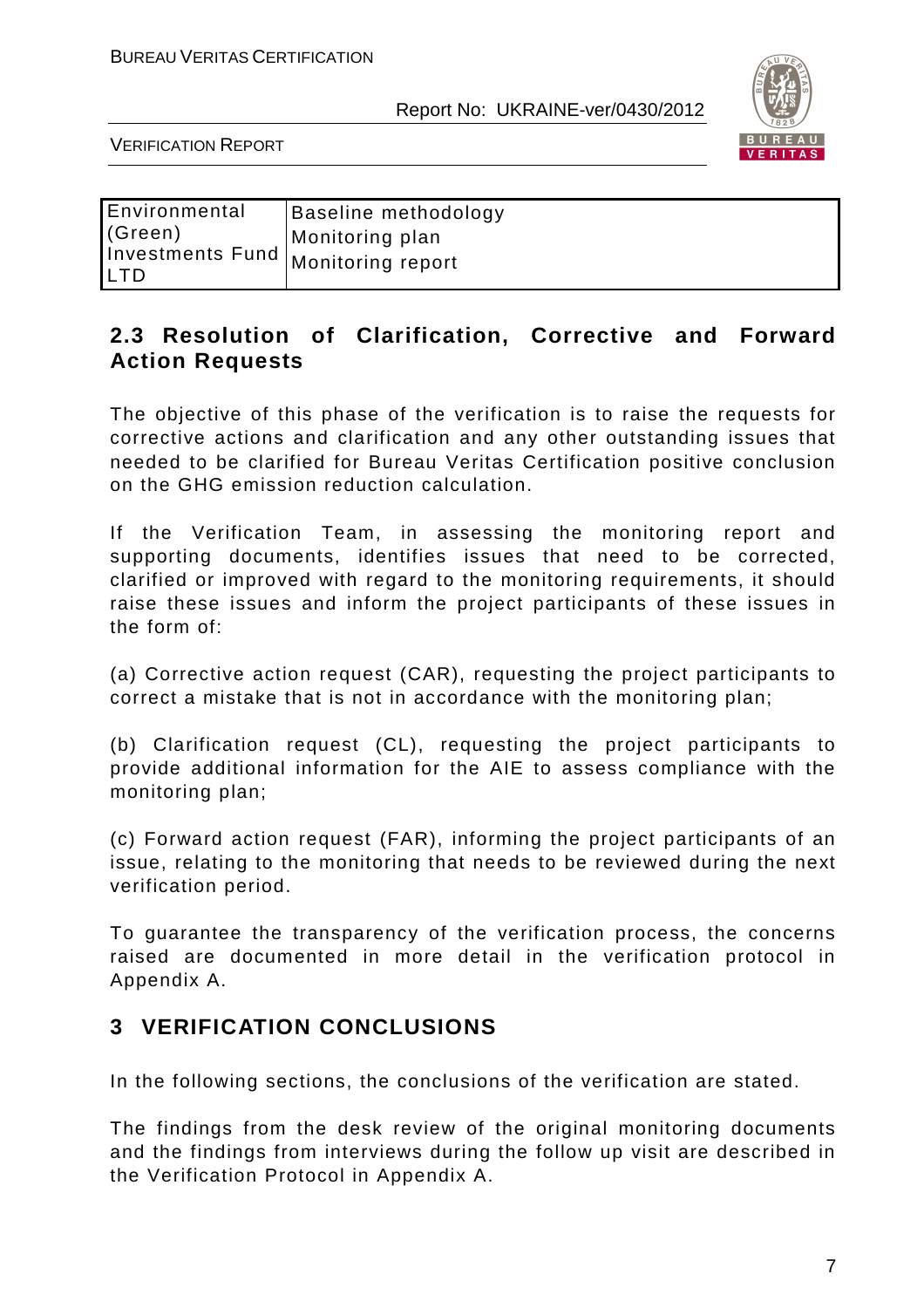| Environmental (Green) Investments Fund LTD | Baseline methodology<br>Monitoring plan<br>Monitoring report |
|---|---|

## 2.3 Resolution of Clarification, Corrective and Forward Action Requests

The objective of this phase of the verification is to raise the requests for corrective actions and clarification and any other outstanding issues that needed to be clarified for Bureau Veritas Certification positive conclusion on the GHG emission reduction calculation.

If the Verification Team, in assessing the monitoring report and supporting documents, identifies issues that need to be corrected, clarified or improved with regard to the monitoring requirements, it should raise these issues and inform the project participants of these issues in the form of:

(a) Corrective action request (CAR), requesting the project participants to correct a mistake that is not in accordance with the monitoring plan;

(b) Clarification request (CL), requesting the project participants to provide additional information for the AIE to assess compliance with the monitoring plan;

(c) Forward action request (FAR), informing the project participants of an issue, relating to the monitoring that needs to be reviewed during the next verification period.

To guarantee the transparency of the verification process, the concerns raised are documented in more detail in the verification protocol in Appendix A.

# 3 VERIFICATION CONCLUSIONS

In the following sections, the conclusions of the verification are stated.

The findings from the desk review of the original monitoring documents and the findings from interviews during the follow up visit are described in the Verification Protocol in Appendix A.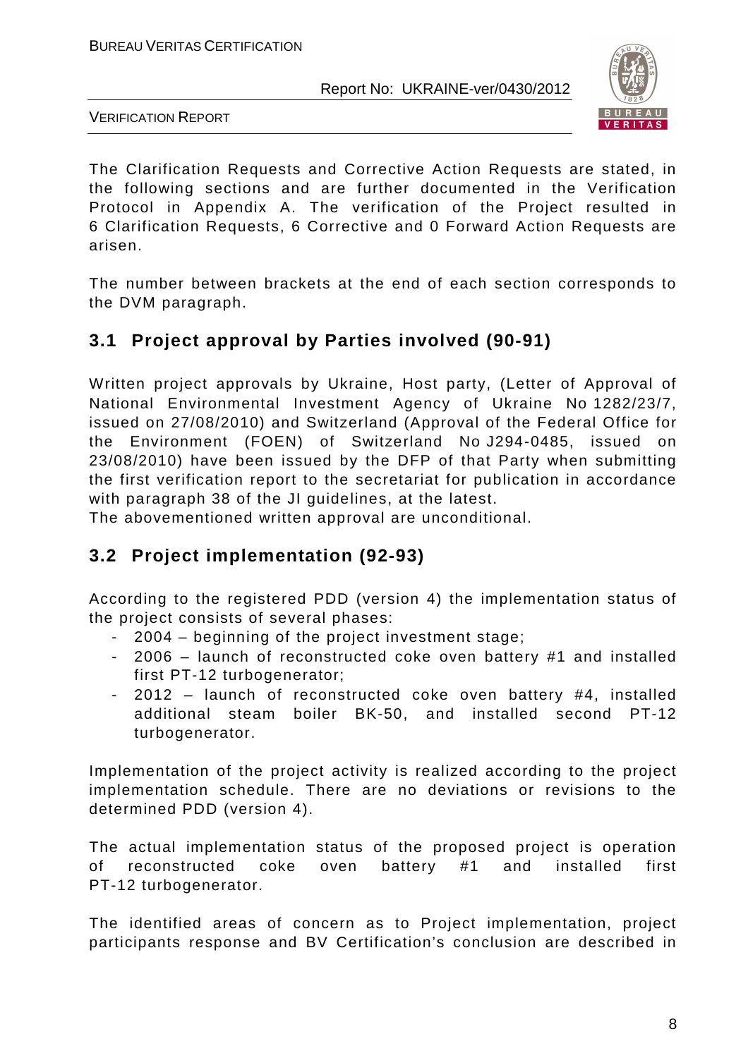The Clarification Requests and Corrective Action Requests are stated, in the following sections and are further documented in the Verification Protocol in Appendix A. The verification of the Project resulted in 6 Clarification Requests, 6 Corrective and 0 Forward Action Requests are arisen.

The number between brackets at the end of each section corresponds to the DVM paragraph.

## 3.1 Project approval by Parties involved (90-91)

Written project approvals by Ukraine, Host party, (Letter of Approval of National Environmental Investment Agency of Ukraine No 1282/23/7, issued on 27/08/2010) and Switzerland (Approval of the Federal Office for the Environment (FOEN) of Switzerland No J294-0485, issued on 23/08/2010) have been issued by the DFP of that Party when submitting the first verification report to the secretariat for publication in accordance with paragraph 38 of the JI guidelines, at the latest.
The abovementioned written approval are unconditional.

## 3.2 Project implementation (92-93)

According to the registered PDD (version 4) the implementation status of the project consists of several phases:

- 2004 – beginning of the project investment stage;
- 2006 – launch of reconstructed coke oven battery #1 and installed first PT-12 turbogenerator;
- 2012 – launch of reconstructed coke oven battery #4, installed additional steam boiler BK-50, and installed second PT-12 turbogenerator.

Implementation of the project activity is realized according to the project implementation schedule. There are no deviations or revisions to the determined PDD (version 4).

The actual implementation status of the proposed project is operation of reconstructed coke oven battery #1 and installed first PT-12 turbogenerator.

The identified areas of concern as to Project implementation, project participants response and BV Certification's conclusion are described in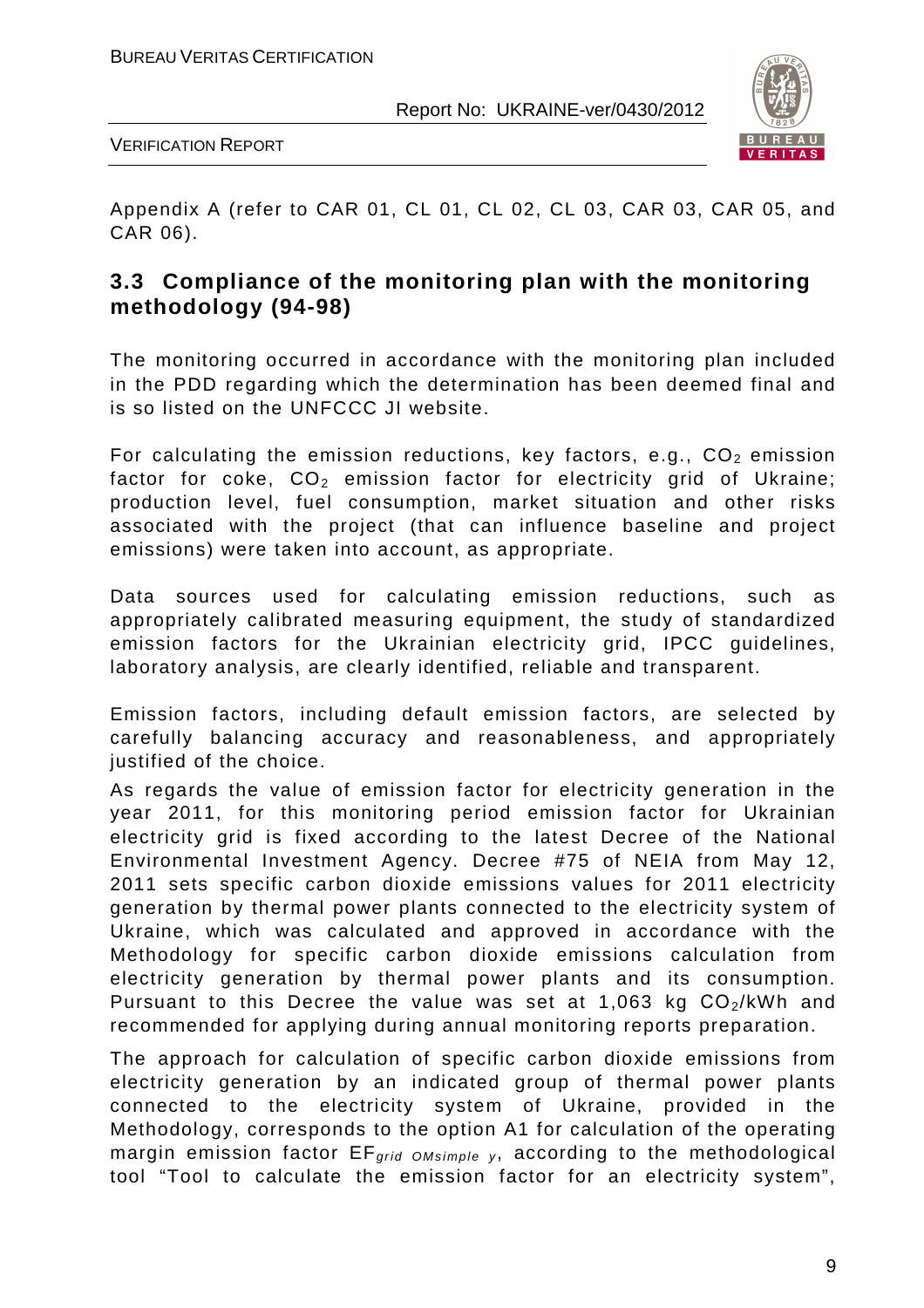Appendix A (refer to CAR 01, CL 01, CL 02, CL 03, CAR 03, CAR 05, and CAR 06).

## 3.3 Compliance of the monitoring plan with the monitoring methodology (94-98)

The monitoring occurred in accordance with the monitoring plan included in the PDD regarding which the determination has been deemed final and is so listed on the UNFCCC JI website.

For calculating the emission reductions, key factors, e.g., $CO_2$ emission factor for coke, $CO_2$ emission factor for electricity grid of Ukraine; production level, fuel consumption, market situation and other risks associated with the project (that can influence baseline and project emissions) were taken into account, as appropriate.

Data sources used for calculating emission reductions, such as appropriately calibrated measuring equipment, the study of standardized emission factors for the Ukrainian electricity grid, IPCC guidelines, laboratory analysis, are clearly identified, reliable and transparent.

Emission factors, including default emission factors, are selected by carefully balancing accuracy and reasonableness, and appropriately justified of the choice.

As regards the value of emission factor for electricity generation in the year 2011, for this monitoring period emission factor for Ukrainian electricity grid is fixed according to the latest Decree of the National Environmental Investment Agency. Decree #75 of NEIA from May 12, 2011 sets specific carbon dioxide emissions values for 2011 electricity generation by thermal power plants connected to the electricity system of Ukraine, which was calculated and approved in accordance with the Methodology for specific carbon dioxide emissions calculation from electricity generation by thermal power plants and its consumption. Pursuant to this Decree the value was set at 1,063 kg $CO_2$/kWh and recommended for applying during annual monitoring reports preparation.

The approach for calculation of specific carbon dioxide emissions from electricity generation by an indicated group of thermal power plants connected to the electricity system of Ukraine, provided in the Methodology, corresponds to the option A1 for calculation of the operating margin emission factor $EF_{grid\ OMsimple\ y}$, according to the methodological tool "Tool to calculate the emission factor for an electricity system",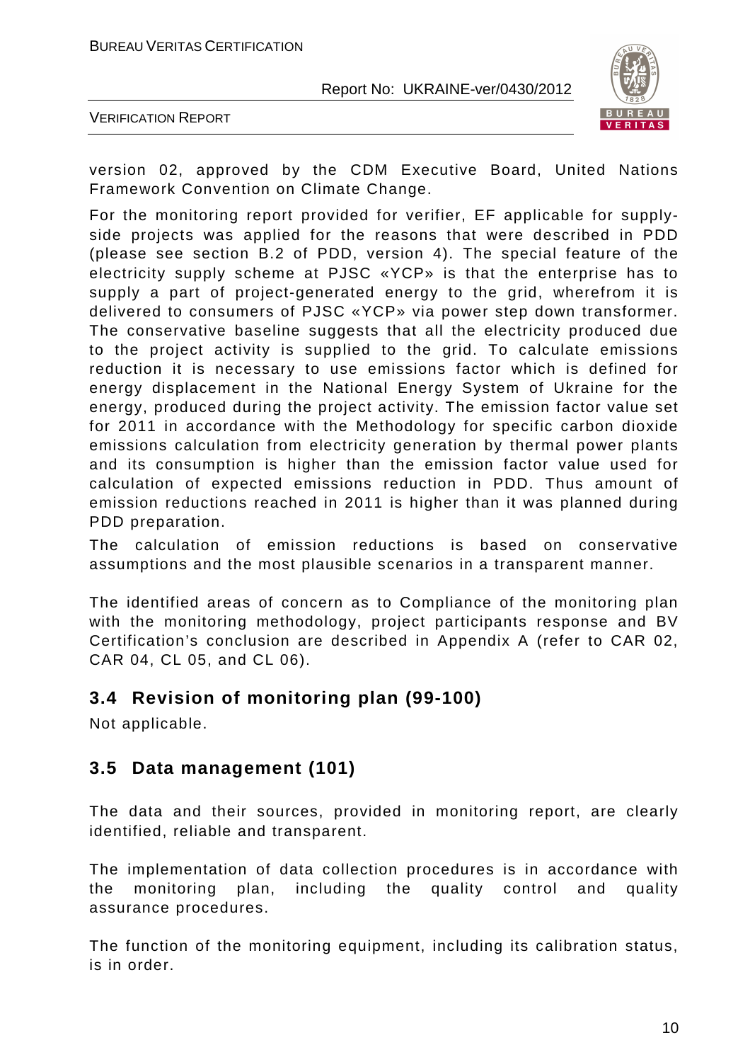version 02, approved by the CDM Executive Board, United Nations Framework Convention on Climate Change.

For the monitoring report provided for verifier, EF applicable for supply-side projects was applied for the reasons that were described in PDD (please see section B.2 of PDD, version 4). The special feature of the electricity supply scheme at PJSC «YCP» is that the enterprise has to supply a part of project-generated energy to the grid, wherefrom it is delivered to consumers of PJSC «YCP» via power step down transformer. The conservative baseline suggests that all the electricity produced due to the project activity is supplied to the grid. To calculate emissions reduction it is necessary to use emissions factor which is defined for energy displacement in the National Energy System of Ukraine for the energy, produced during the project activity. The emission factor value set for 2011 in accordance with the Methodology for specific carbon dioxide emissions calculation from electricity generation by thermal power plants and its consumption is higher than the emission factor value used for calculation of expected emissions reduction in PDD. Thus amount of emission reductions reached in 2011 is higher than it was planned during PDD preparation.

The calculation of emission reductions is based on conservative assumptions and the most plausible scenarios in a transparent manner.

The identified areas of concern as to Compliance of the monitoring plan with the monitoring methodology, project participants response and BV Certification's conclusion are described in Appendix A (refer to CAR 02, CAR 04, CL 05, and CL 06).

## 3.4 Revision of monitoring plan (99-100)

Not applicable.

## 3.5 Data management (101)

The data and their sources, provided in monitoring report, are clearly identified, reliable and transparent.

The implementation of data collection procedures is in accordance with the monitoring plan, including the quality control and quality assurance procedures.

The function of the monitoring equipment, including its calibration status, is in order.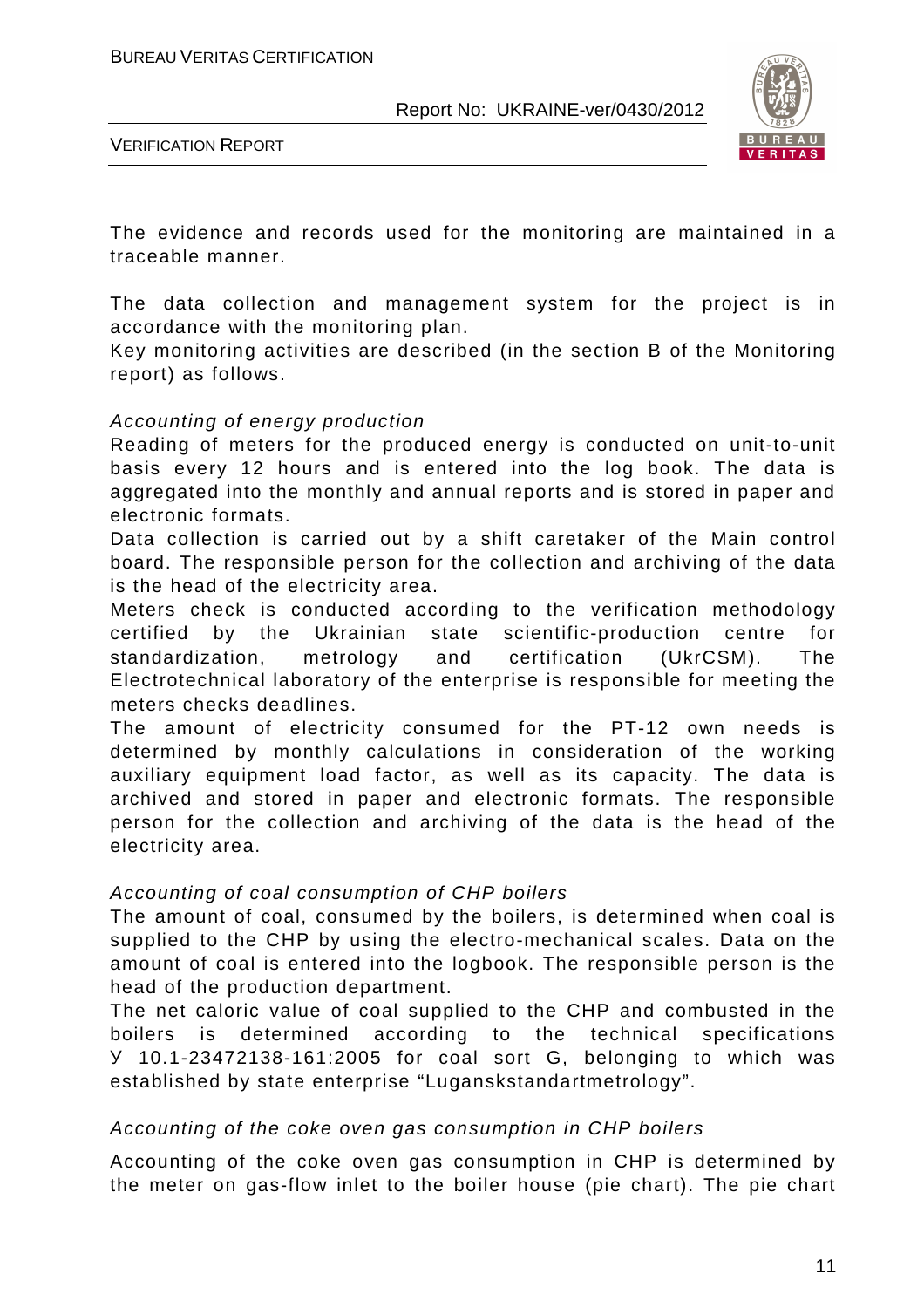The evidence and records used for the monitoring are maintained in a traceable manner.

The data collection and management system for the project is in accordance with the monitoring plan.
Key monitoring activities are described (in the section B of the Monitoring report) as follows.

*Accounting of energy production*
Reading of meters for the produced energy is conducted on unit-to-unit basis every 12 hours and is entered into the log book. The data is aggregated into the monthly and annual reports and is stored in paper and electronic formats.
Data collection is carried out by a shift caretaker of the Main control board. The responsible person for the collection and archiving of the data is the head of the electricity area.
Meters check is conducted according to the verification methodology certified by the Ukrainian state scientific-production centre for standardization, metrology and certification (UkrCSM). The Electrotechnical laboratory of the enterprise is responsible for meeting the meters checks deadlines.
The amount of electricity consumed for the PT-12 own needs is determined by monthly calculations in consideration of the working auxiliary equipment load factor, as well as its capacity. The data is archived and stored in paper and electronic formats. The responsible person for the collection and archiving of the data is the head of the electricity area.

*Accounting of coal consumption of CHP boilers*
The amount of coal, consumed by the boilers, is determined when coal is supplied to the CHP by using the electro-mechanical scales. Data on the amount of coal is entered into the logbook. The responsible person is the head of the production department.
The net caloric value of coal supplied to the CHP and combusted in the boilers is determined according to the technical specifications У 10.1-23472138-161:2005 for coal sort G, belonging to which was established by state enterprise "Luganskstandartmetrology".

*Accounting of the coke oven gas consumption in CHP boilers*

Accounting of the coke oven gas consumption in CHP is determined by the meter on gas-flow inlet to the boiler house (pie chart). The pie chart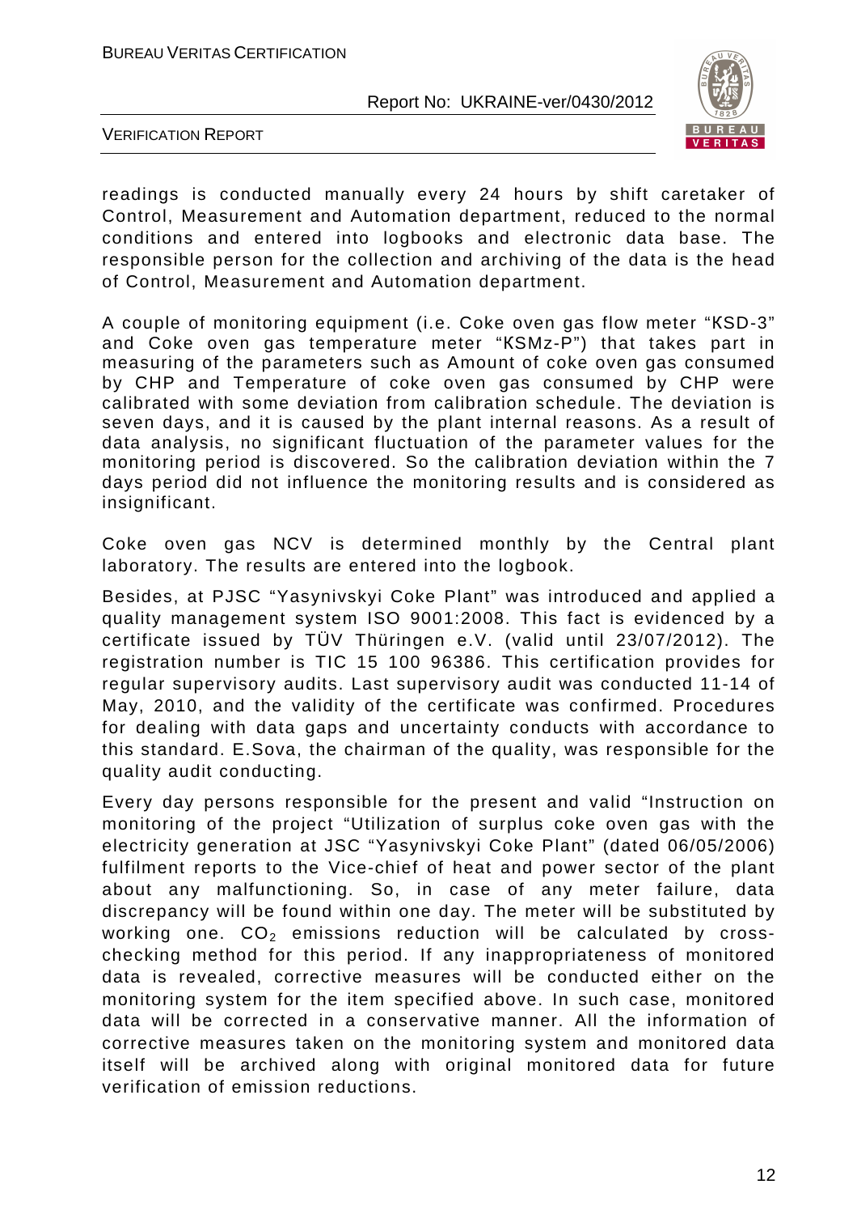readings is conducted manually every 24 hours by shift caretaker of Control, Measurement and Automation department, reduced to the normal conditions and entered into logbooks and electronic data base. The responsible person for the collection and archiving of the data is the head of Control, Measurement and Automation department.

A couple of monitoring equipment (i.e. Coke oven gas flow meter "KSD-3" and Coke oven gas temperature meter "KSMz-P") that takes part in measuring of the parameters such as Amount of coke oven gas consumed by CHP and Temperature of coke oven gas consumed by CHP were calibrated with some deviation from calibration schedule. The deviation is seven days, and it is caused by the plant internal reasons. As a result of data analysis, no significant fluctuation of the parameter values for the monitoring period is discovered. So the calibration deviation within the 7 days period did not influence the monitoring results and is considered as insignificant.

Coke oven gas NCV is determined monthly by the Central plant laboratory. The results are entered into the logbook.

Besides, at PJSC "Yasynivskyi Coke Plant" was introduced and applied a quality management system ISO 9001:2008. This fact is evidenced by a certificate issued by TÜV Thüringen e.V. (valid until 23/07/2012). The registration number is TIC 15 100 96386. This certification provides for regular supervisory audits. Last supervisory audit was conducted 11-14 of May, 2010, and the validity of the certificate was confirmed. Procedures for dealing with data gaps and uncertainty conducts with accordance to this standard. E.Sova, the chairman of the quality, was responsible for the quality audit conducting.

Every day persons responsible for the present and valid "Instruction on monitoring of the project "Utilization of surplus coke oven gas with the electricity generation at JSC "Yasynivskyi Coke Plant" (dated 06/05/2006) fulfilment reports to the Vice-chief of heat and power sector of the plant about any malfunctioning. So, in case of any meter failure, data discrepancy will be found within one day. The meter will be substituted by working one. $CO_2$ emissions reduction will be calculated by cross-checking method for this period. If any inappropriateness of monitored data is revealed, corrective measures will be conducted either on the monitoring system for the item specified above. In such case, monitored data will be corrected in a conservative manner. All the information of corrective measures taken on the monitoring system and monitored data itself will be archived along with original monitored data for future verification of emission reductions.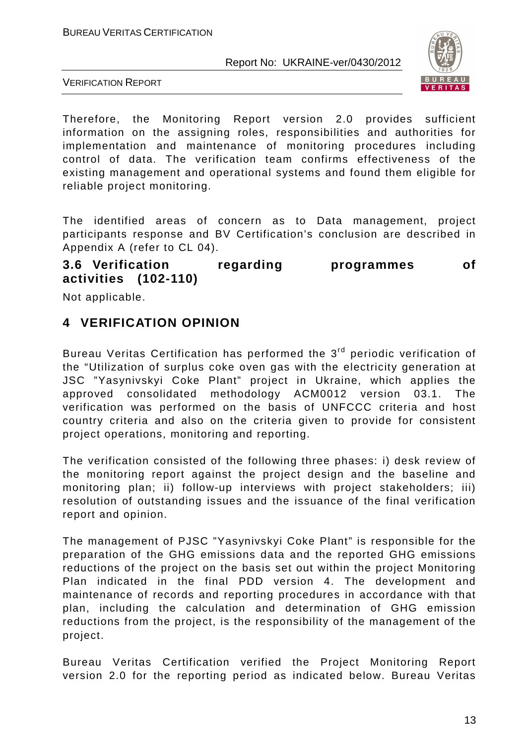Therefore, the Monitoring Report version 2.0 provides sufficient information on the assigning roles, responsibilities and authorities for implementation and maintenance of monitoring procedures including control of data. The verification team confirms effectiveness of the existing management and operational systems and found them eligible for reliable project monitoring.

The identified areas of concern as to Data management, project participants response and BV Certification's conclusion are described in Appendix A (refer to CL 04).

### 3.6 Verification regarding programmes of activities (102-110)

Not applicable.

## 4 VERIFICATION OPINION

Bureau Veritas Certification has performed the 3rd periodic verification of the "Utilization of surplus coke oven gas with the electricity generation at JSC "Yasynivskyi Coke Plant" project in Ukraine, which applies the approved consolidated methodology ACM0012 version 03.1. The verification was performed on the basis of UNFCCC criteria and host country criteria and also on the criteria given to provide for consistent project operations, monitoring and reporting.

The verification consisted of the following three phases: i) desk review of the monitoring report against the project design and the baseline and monitoring plan; ii) follow-up interviews with project stakeholders; iii) resolution of outstanding issues and the issuance of the final verification report and opinion.

The management of PJSC "Yasynivskyi Coke Plant" is responsible for the preparation of the GHG emissions data and the reported GHG emissions reductions of the project on the basis set out within the project Monitoring Plan indicated in the final PDD version 4. The development and maintenance of records and reporting procedures in accordance with that plan, including the calculation and determination of GHG emission reductions from the project, is the responsibility of the management of the project.

Bureau Veritas Certification verified the Project Monitoring Report version 2.0 for the reporting period as indicated below. Bureau Veritas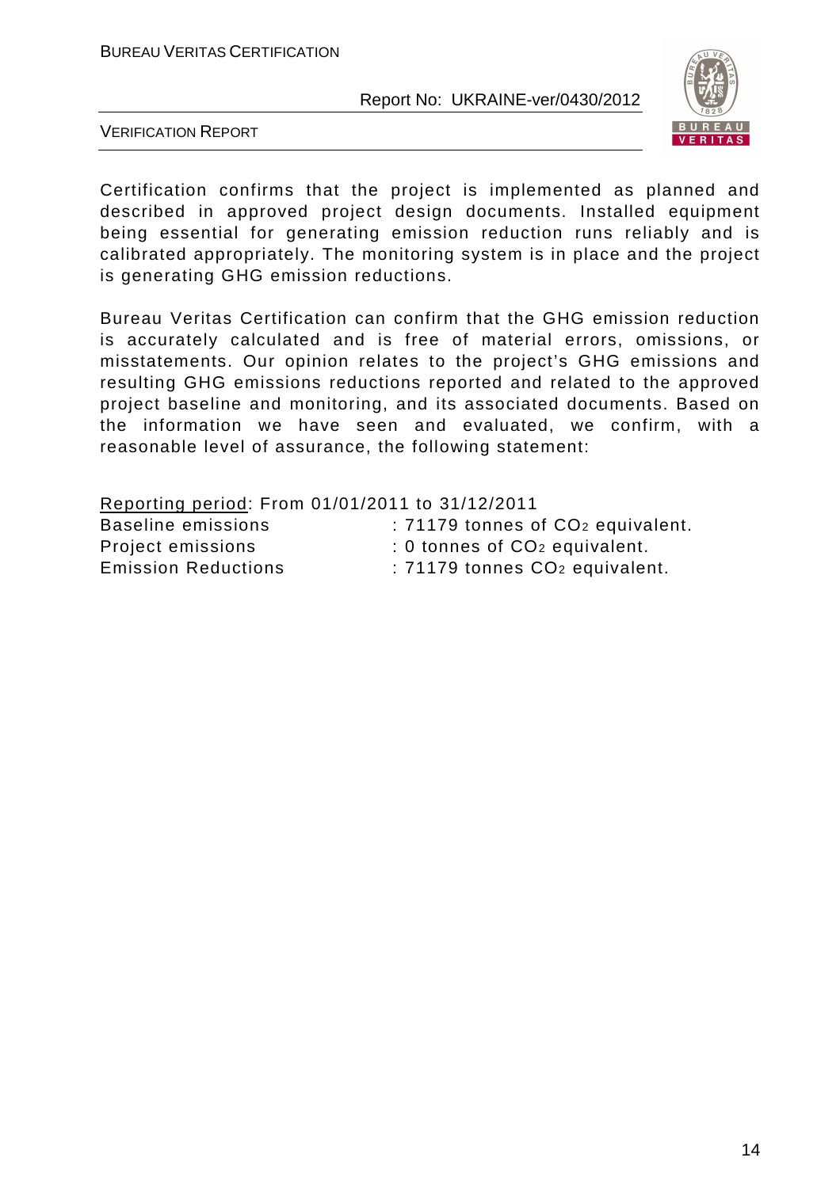Certification confirms that the project is implemented as planned and described in approved project design documents. Installed equipment being essential for generating emission reduction runs reliably and is calibrated appropriately. The monitoring system is in place and the project is generating GHG emission reductions.

Bureau Veritas Certification can confirm that the GHG emission reduction is accurately calculated and is free of material errors, omissions, or misstatements. Our opinion relates to the project's GHG emissions and resulting GHG emissions reductions reported and related to the approved project baseline and monitoring, and its associated documents. Based on the information we have seen and evaluated, we confirm, with a reasonable level of assurance, the following statement:

<u>Reporting period</u>: From 01/01/2011 to 31/12/2011

Baseline emissions : 71179 tonnes of $CO_2$ equivalent.

Project emissions : 0 tonnes of $CO_2$ equivalent.

Emission Reductions : 71179 tonnes $CO_2$ equivalent.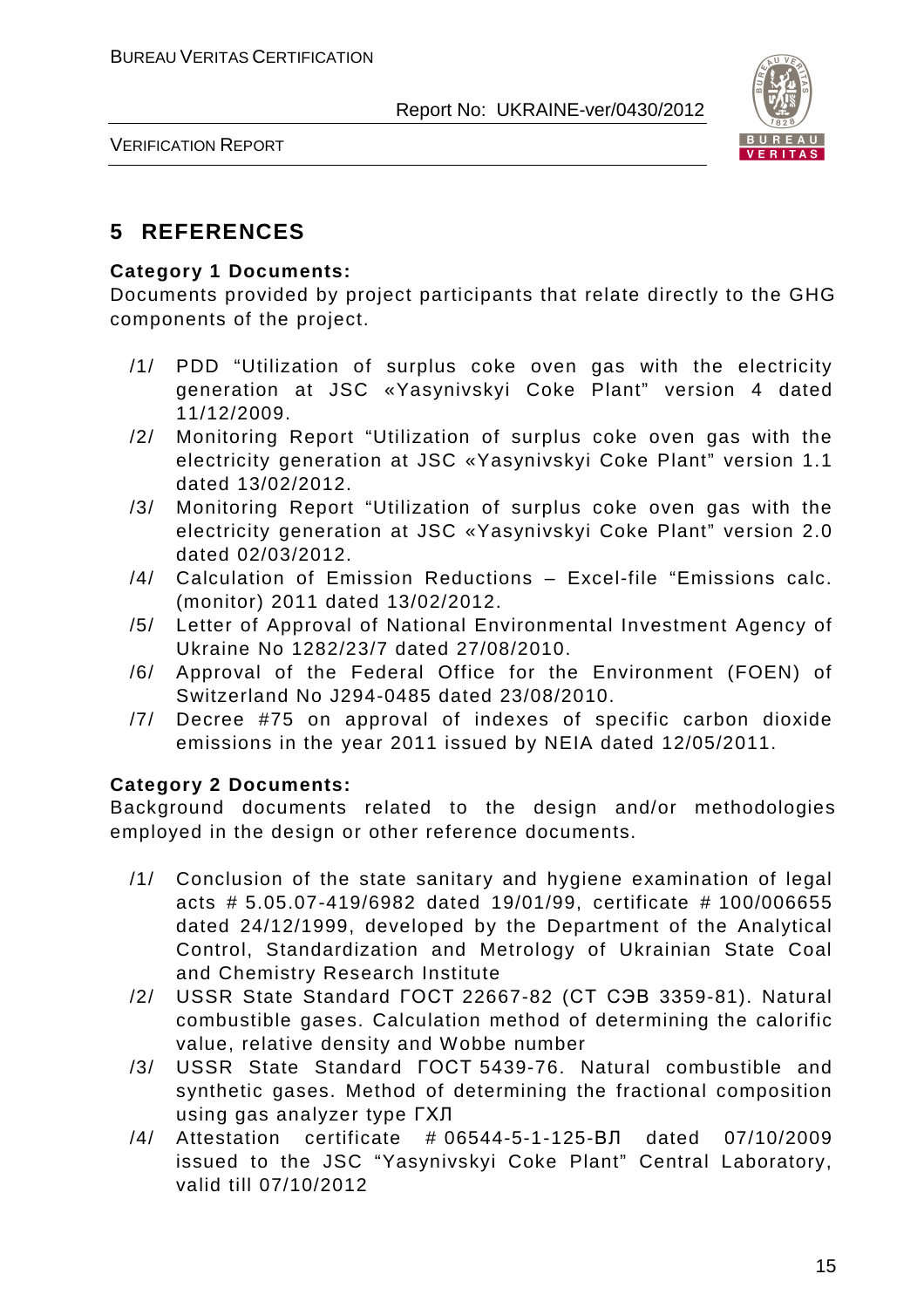# 5 REFERENCES

**Category 1 Documents:**

Documents provided by project participants that relate directly to the GHG components of the project.

- /1/ PDD "Utilization of surplus coke oven gas with the electricity generation at JSC «Yasynivskyi Coke Plant" version 4 dated 11/12/2009.
- /2/ Monitoring Report "Utilization of surplus coke oven gas with the electricity generation at JSC «Yasynivskyi Coke Plant" version 1.1 dated 13/02/2012.
- /3/ Monitoring Report "Utilization of surplus coke oven gas with the electricity generation at JSC «Yasynivskyi Coke Plant" version 2.0 dated 02/03/2012.
- /4/ Calculation of Emission Reductions – Excel-file "Emissions calc. (monitor) 2011 dated 13/02/2012.
- /5/ Letter of Approval of National Environmental Investment Agency of Ukraine No 1282/23/7 dated 27/08/2010.
- /6/ Approval of the Federal Office for the Environment (FOEN) of Switzerland No J294-0485 dated 23/08/2010.
- /7/ Decree #75 on approval of indexes of specific carbon dioxide emissions in the year 2011 issued by NEIA dated 12/05/2011.

**Category 2 Documents:**

Background documents related to the design and/or methodologies employed in the design or other reference documents.

- /1/ Conclusion of the state sanitary and hygiene examination of legal acts # 5.05.07-419/6982 dated 19/01/99, certificate # 100/006655 dated 24/12/1999, developed by the Department of the Analytical Control, Standardization and Metrology of Ukrainian State Coal and Chemistry Research Institute
- /2/ USSR State Standard ГОСТ 22667-82 (СТ СЭВ 3359-81). Natural combustible gases. Calculation method of determining the calorific value, relative density and Wobbe number
- /3/ USSR State Standard ГОСТ 5439-76. Natural combustible and synthetic gases. Method of determining the fractional composition using gas analyzer type ГХЛ
- /4/ Attestation certificate # 06544-5-1-125-ВЛ dated 07/10/2009 issued to the JSC "Yasynivskyi Coke Plant" Central Laboratory, valid till 07/10/2012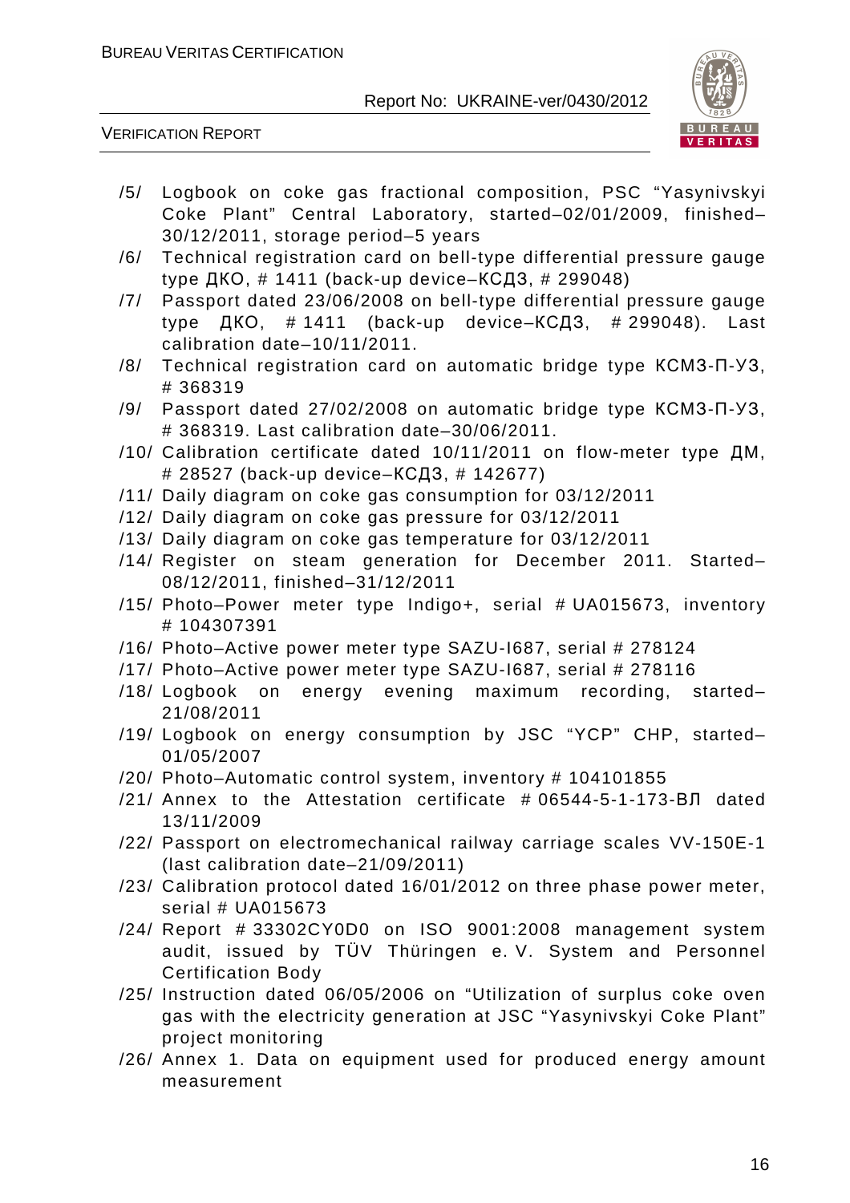/5/ Logbook on coke gas fractional composition, PSC "Yasynivskyi Coke Plant" Central Laboratory, started–02/01/2009, finished–30/12/2011, storage period–5 years

/6/ Technical registration card on bell-type differential pressure gauge type ДКО, # 1411 (back-up device–КСД3, # 299048)

/7/ Passport dated 23/06/2008 on bell-type differential pressure gauge type ДКО, # 1411 (back-up device–КСД3, # 299048). Last calibration date–10/11/2011.

/8/ Technical registration card on automatic bridge type КСМ3-П-У3, # 368319

/9/ Passport dated 27/02/2008 on automatic bridge type КСМ3-П-У3, # 368319. Last calibration date–30/06/2011.

/10/ Calibration certificate dated 10/11/2011 on flow-meter type ДМ, # 28527 (back-up device–КСД3, # 142677)

/11/ Daily diagram on coke gas consumption for 03/12/2011

/12/ Daily diagram on coke gas pressure for 03/12/2011

/13/ Daily diagram on coke gas temperature for 03/12/2011

/14/ Register on steam generation for December 2011. Started–08/12/2011, finished–31/12/2011

/15/ Photo–Power meter type Indigo+, serial # UA015673, inventory # 104307391

/16/ Photo–Active power meter type SAZU-I687, serial # 278124

/17/ Photo–Active power meter type SAZU-I687, serial # 278116

/18/ Logbook on energy evening maximum recording, started–21/08/2011

/19/ Logbook on energy consumption by JSC "YCP" CHP, started–01/05/2007

/20/ Photo–Automatic control system, inventory # 104101855

/21/ Annex to the Attestation certificate # 06544-5-1-173-ВЛ dated 13/11/2009

/22/ Passport on electromechanical railway carriage scales VV-150E-1 (last calibration date–21/09/2011)

/23/ Calibration protocol dated 16/01/2012 on three phase power meter, serial # UA015673

/24/ Report # 33302CY0D0 on ISO 9001:2008 management system audit, issued by TÜV Thüringen e. V. System and Personnel Certification Body

/25/ Instruction dated 06/05/2006 on "Utilization of surplus coke oven gas with the electricity generation at JSC "Yasynivskyi Coke Plant" project monitoring

/26/ Annex 1. Data on equipment used for produced energy amount measurement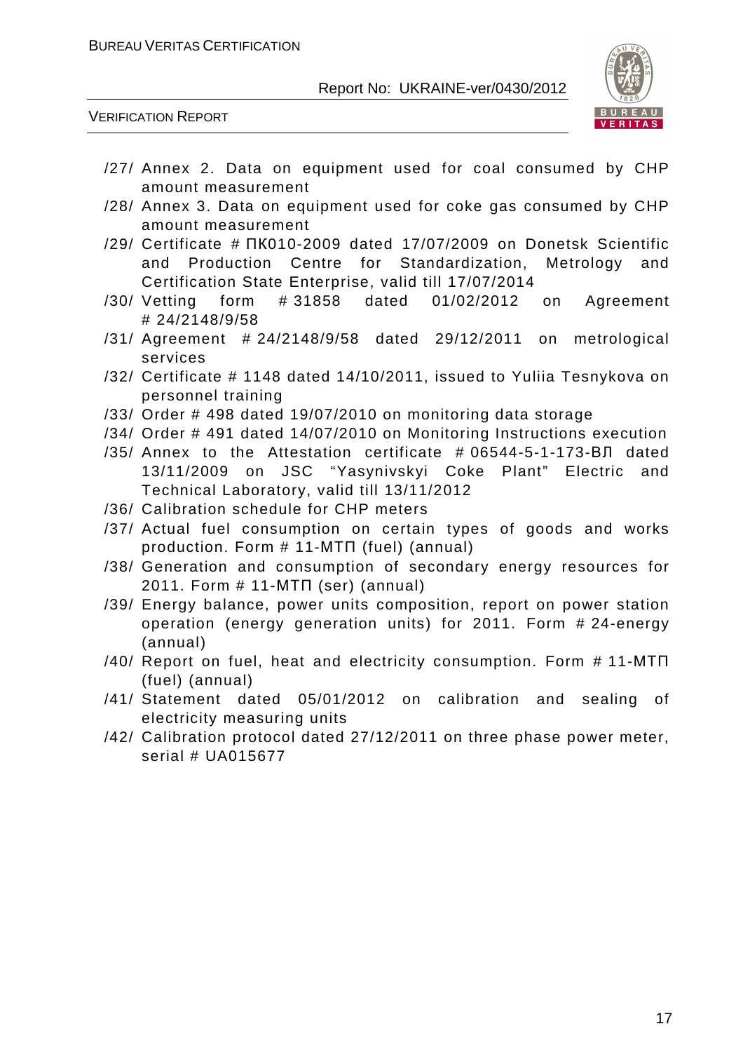/27/ Annex 2. Data on equipment used for coal consumed by CHP amount measurement

/28/ Annex 3. Data on equipment used for coke gas consumed by CHP amount measurement

/29/ Certificate # ПК010-2009 dated 17/07/2009 on Donetsk Scientific and Production Centre for Standardization, Metrology and Certification State Enterprise, valid till 17/07/2014

/30/ Vetting form # 31858 dated 01/02/2012 on Agreement # 24/2148/9/58

/31/ Agreement # 24/2148/9/58 dated 29/12/2011 on metrological services

/32/ Certificate # 1148 dated 14/10/2011, issued to Yuliia Tesnykova on personnel training

/33/ Order # 498 dated 19/07/2010 on monitoring data storage

/34/ Order # 491 dated 14/07/2010 on Monitoring Instructions execution

/35/ Annex to the Attestation certificate # 06544-5-1-173-ВЛ dated 13/11/2009 on JSC "Yasynivskyi Coke Plant" Electric and Technical Laboratory, valid till 13/11/2012

/36/ Calibration schedule for CHP meters

/37/ Actual fuel consumption on certain types of goods and works production. Form # 11-МТП (fuel) (annual)

/38/ Generation and consumption of secondary energy resources for 2011. Form # 11-МТП (ser) (annual)

/39/ Energy balance, power units composition, report on power station operation (energy generation units) for 2011. Form # 24-energy (annual)

/40/ Report on fuel, heat and electricity consumption. Form # 11-МТП (fuel) (annual)

/41/ Statement dated 05/01/2012 on calibration and sealing of electricity measuring units

/42/ Calibration protocol dated 27/12/2011 on three phase power meter, serial # UA015677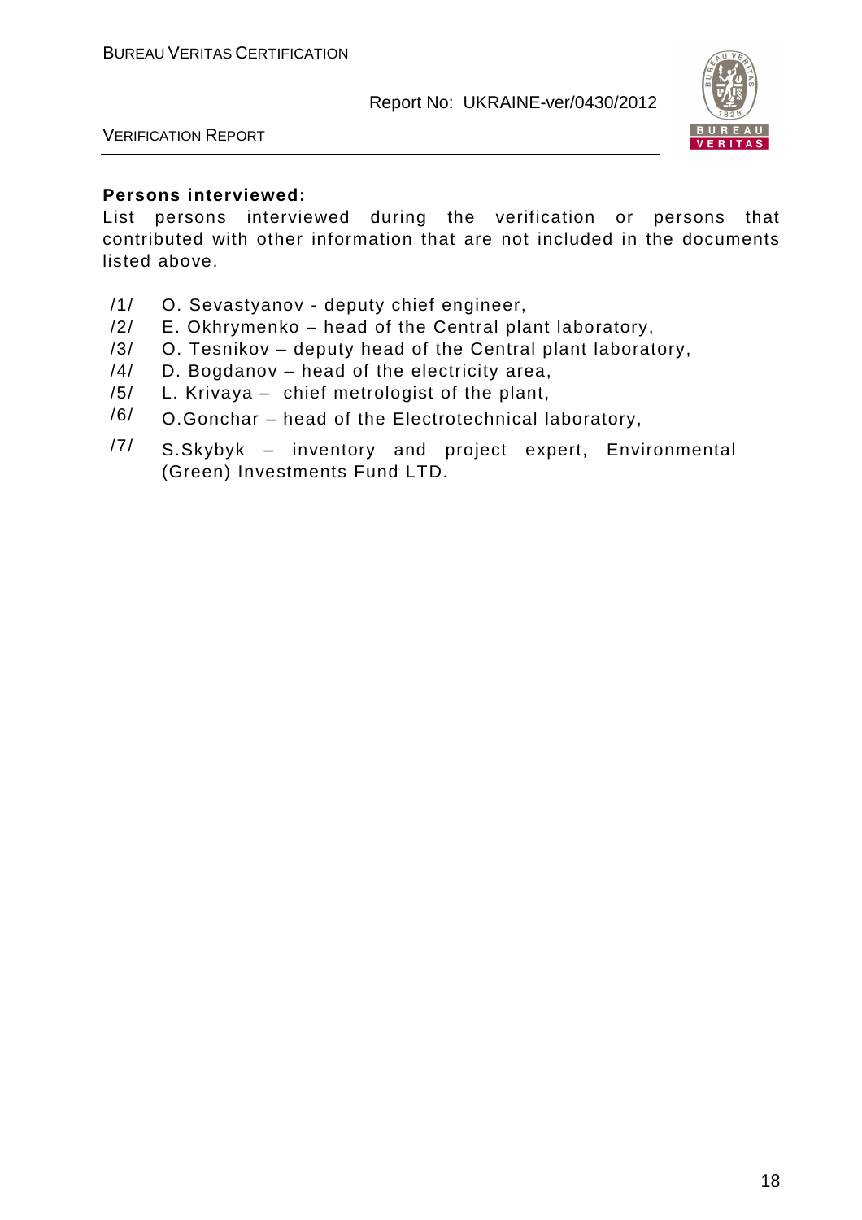**Persons interviewed:**

List persons interviewed during the verification or persons that contributed with other information that are not included in the documents listed above.

/1/ O. Sevastyanov - deputy chief engineer,

/2/ E. Okhrymenko – head of the Central plant laboratory,

/3/ O. Tesnikov – deputy head of the Central plant laboratory,

/4/ D. Bogdanov – head of the electricity area,

/5/ L. Krivaya – chief metrologist of the plant,

/6/ O.Gonchar – head of the Electrotechnical laboratory,

/7/ S.Skybyk – inventory and project expert, Environmental (Green) Investments Fund LTD.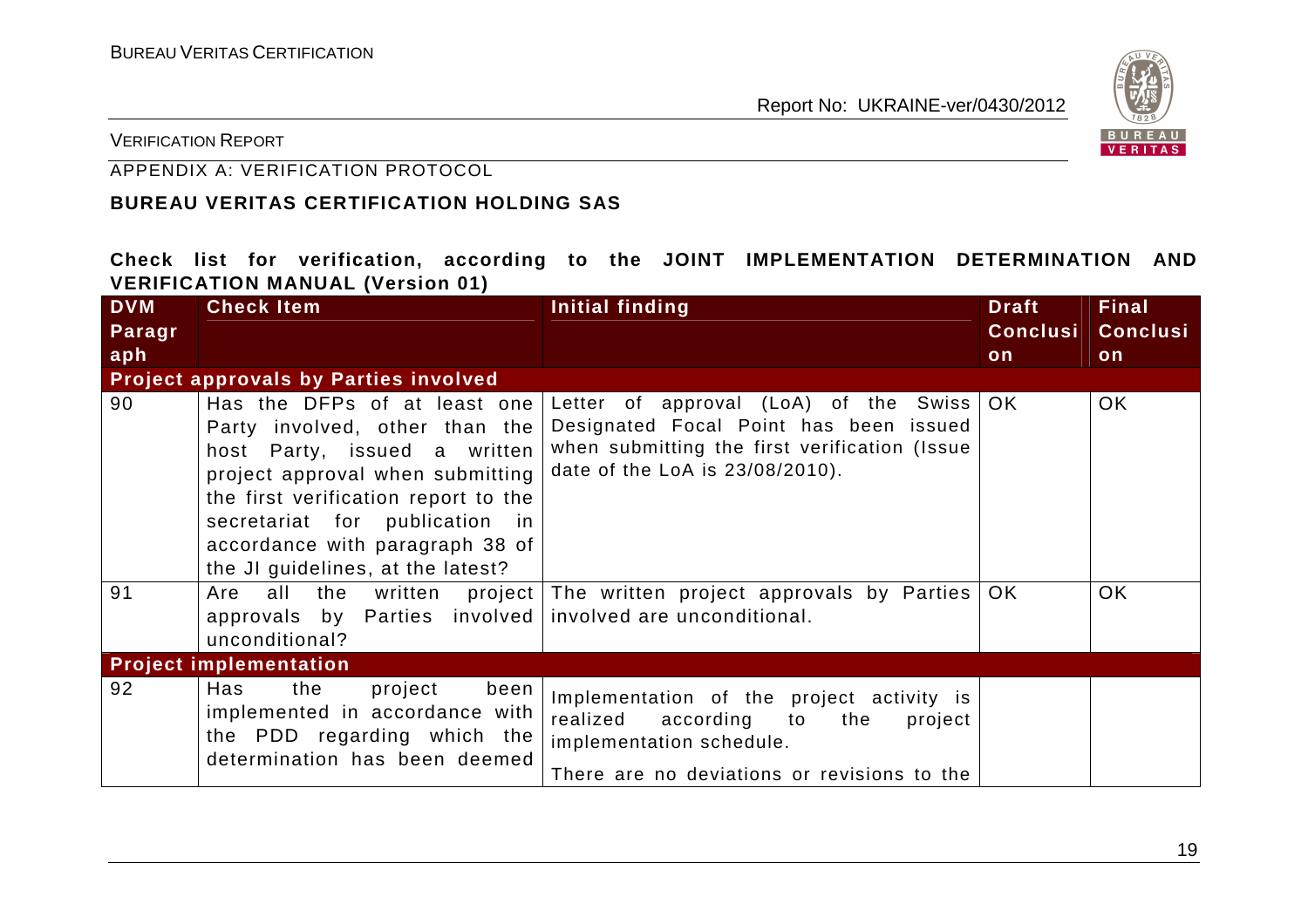APPENDIX A: VERIFICATION PROTOCOL

**BUREAU VERITAS CERTIFICATION HOLDING SAS**

**Check list for verification, according to the JOINT IMPLEMENTATION DETERMINATION AND VERIFICATION MANUAL (Version 01)**

| DVM Paragraph | Check Item | Initial finding | Draft Conclusion | Final Conclusion |
|---|---|---|---|---|
| **Project approvals by Parties involved** | | | | |
| 90 | Has the DFPs of at least one Party involved, other than the host Party, issued a written project approval when submitting the first verification report to the secretariat for publication in accordance with paragraph 38 of the JI guidelines, at the latest? | Letter of approval (LoA) of the Swiss Designated Focal Point has been issued when submitting the first verification (Issue date of the LoA is 23/08/2010). | OK | OK |
| 91 | Are all the written project approvals by Parties involved unconditional? | The written project approvals by Parties involved are unconditional. | OK | OK |
| **Project implementation** | | | | |
| 92 | Has the project been implemented in accordance with the PDD regarding which the determination has been deemed | Implementation of the project activity is realized according to the project implementation schedule.<br><br>There are no deviations or revisions to the | | |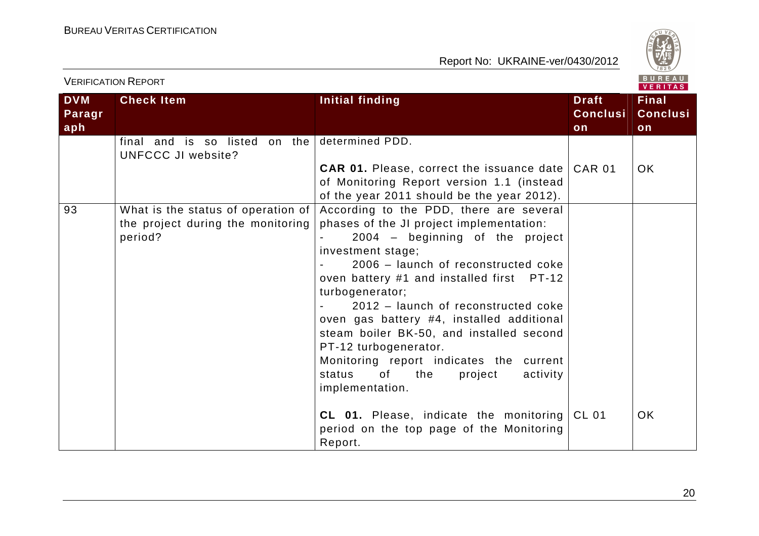| DVM Paragraph | Check Item | Initial finding | Draft Conclusion | Final Conclusion |
|---|---|---|---|---|
| | final and is so listed on the UNFCCC JI website? | determined PDD.<br><br>**CAR 01.** Please, correct the issuance date of Monitoring Report version 1.1 (instead of the year 2011 should be the year 2012). | CAR 01 | OK |
| 93 | What is the status of operation of the project during the monitoring period? | According to the PDD, there are several phases of the JI project implementation:<br>- 2004 – beginning of the project investment stage;<br>- 2006 – launch of reconstructed coke oven battery #1 and installed first PT-12 turbogenerator;<br>- 2012 – launch of reconstructed coke oven gas battery #4, installed additional steam boiler BK-50, and installed second PT-12 turbogenerator.<br>Monitoring report indicates the current status of the project activity implementation.<br><br>**CL 01.** Please, indicate the monitoring period on the top page of the Monitoring Report. | CL 01 | OK |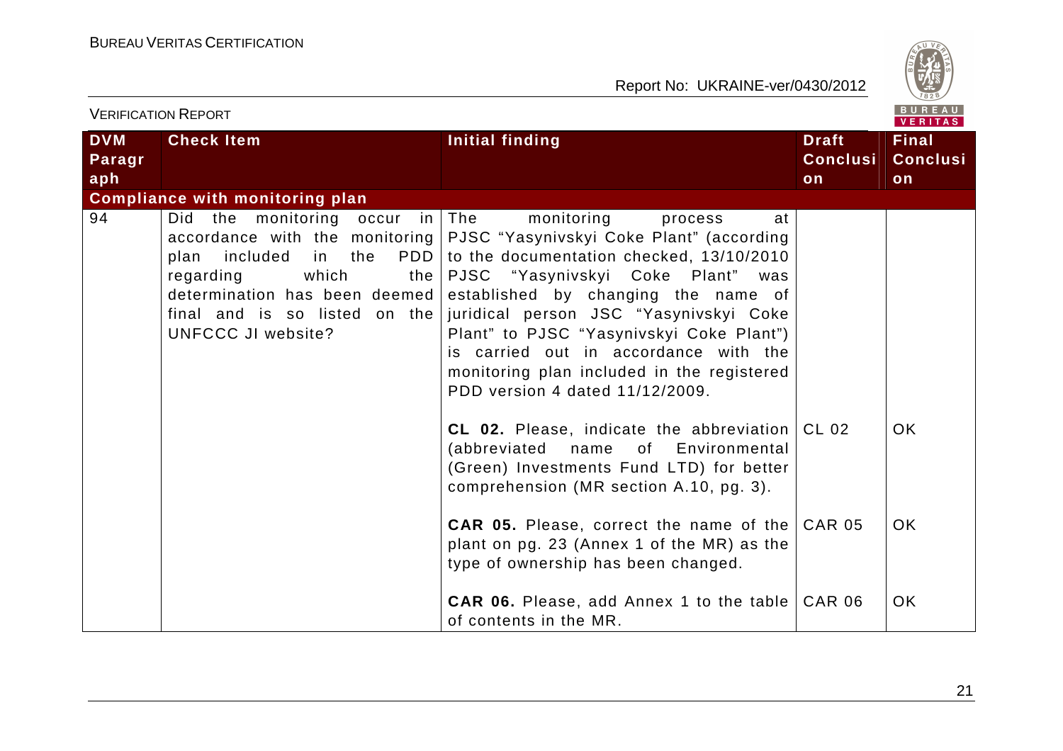| DVM Paragraph | Check Item | Initial finding | Draft Conclusion | Final Conclusion |
|---|---|---|---|---|
| **Compliance with monitoring plan** | | | | |
| 94 | Did the monitoring occur in accordance with the monitoring plan included in the PDD regarding which the determination has been deemed final and is so listed on the UNFCCC JI website? | The monitoring process at PJSC "Yasynivskyi Coke Plant" (according to the documentation checked, 13/10/2010 PJSC "Yasynivskyi Coke Plant" was established by changing the name of juridical person JSC "Yasynivskyi Coke Plant" to PJSC "Yasynivskyi Coke Plant") is carried out in accordance with the monitoring plan included in the registered PDD version 4 dated 11/12/2009. | | |
| | | **CL 02.** Please, indicate the abbreviation (abbreviated name of Environmental (Green) Investments Fund LTD) for better comprehension (MR section A.10, pg. 3). | CL 02 | OK |
| | | **CAR 05.** Please, correct the name of the plant on pg. 23 (Annex 1 of the MR) as the type of ownership has been changed. | CAR 05 | OK |
| | | **CAR 06.** Please, add Annex 1 to the table of contents in the MR. | CAR 06 | OK |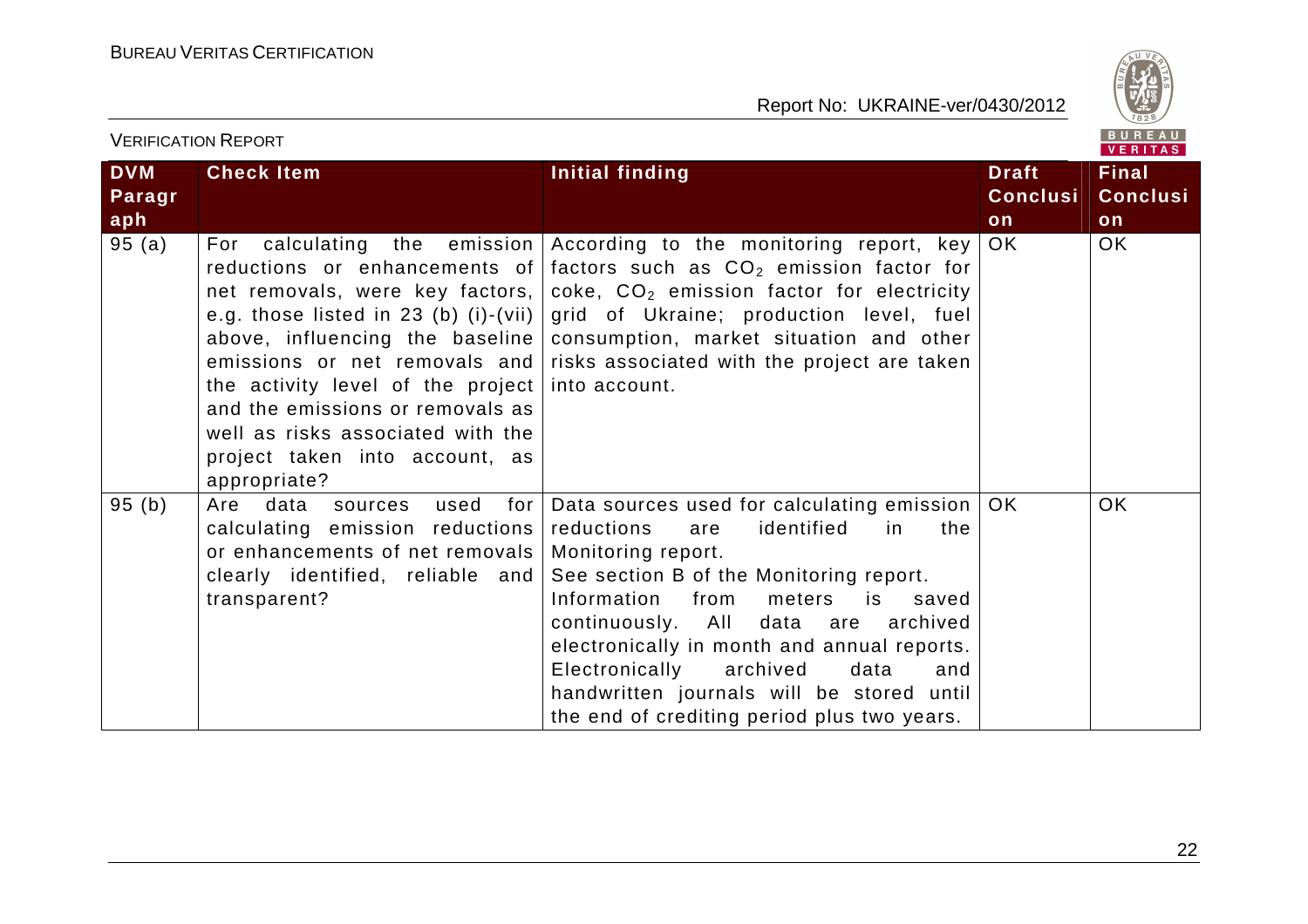| DVM Paragraph | Check Item | Initial finding | Draft Conclusion | Final Conclusion |
|---|---|---|---|---|
| 95 (a) | For calculating the emission reductions or enhancements of net removals, were key factors, e.g. those listed in 23 (b) (i)-(vii) above, influencing the baseline emissions or net removals and the activity level of the project and the emissions or removals as well as risks associated with the project taken into account, as appropriate? | According to the monitoring report, key factors such as $CO_2$ emission factor for coke, $CO_2$ emission factor for electricity grid of Ukraine; production level, fuel consumption, market situation and other risks associated with the project are taken into account. | OK | OK |
| 95 (b) | Are data sources used for calculating emission reductions or enhancements of net removals clearly identified, reliable and transparent? | Data sources used for calculating emission reductions are identified in the Monitoring report. See section B of the Monitoring report. Information from meters is saved continuously. All data are archived electronically in month and annual reports. Electronically archived data and handwritten journals will be stored until the end of crediting period plus two years. | OK | OK |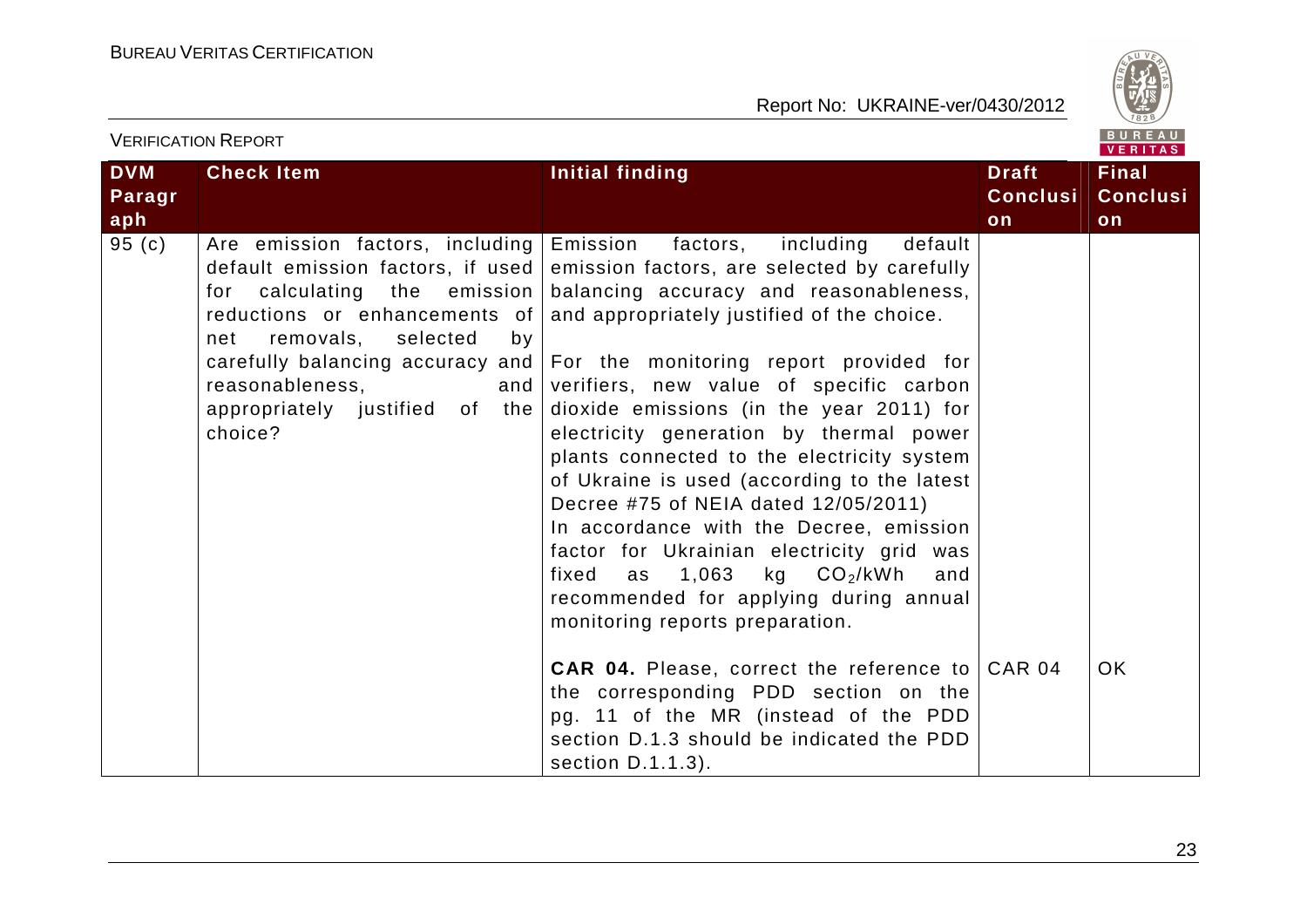VERIFICATION REPORT

| DVM Paragraph | Check Item | Initial finding | Draft Conclusion | Final Conclusion |
|---|---|---|---|---|
| 95 (c) | Are emission factors, including default emission factors, if used for calculating the emission reductions or enhancements of net removals, selected by carefully balancing accuracy and reasonableness, and appropriately justified of the choice? | Emission factors, including default emission factors, are selected by carefully balancing accuracy and reasonableness, and appropriately justified of the choice.<br><br>For the monitoring report provided for verifiers, new value of specific carbon dioxide emissions (in the year 2011) for electricity generation by thermal power plants connected to the electricity system of Ukraine is used (according to the latest Decree #75 of NEIA dated 12/05/2011)<br>In accordance with the Decree, emission factor for Ukrainian electricity grid was fixed as 1,063 kg $CO_2$/kWh and recommended for applying during annual monitoring reports preparation.<br><br>**CAR 04.** Please, correct the reference to the corresponding PDD section on the pg. 11 of the MR (instead of the PDD section D.1.3 should be indicated the PDD section D.1.1.3). | CAR 04 | OK |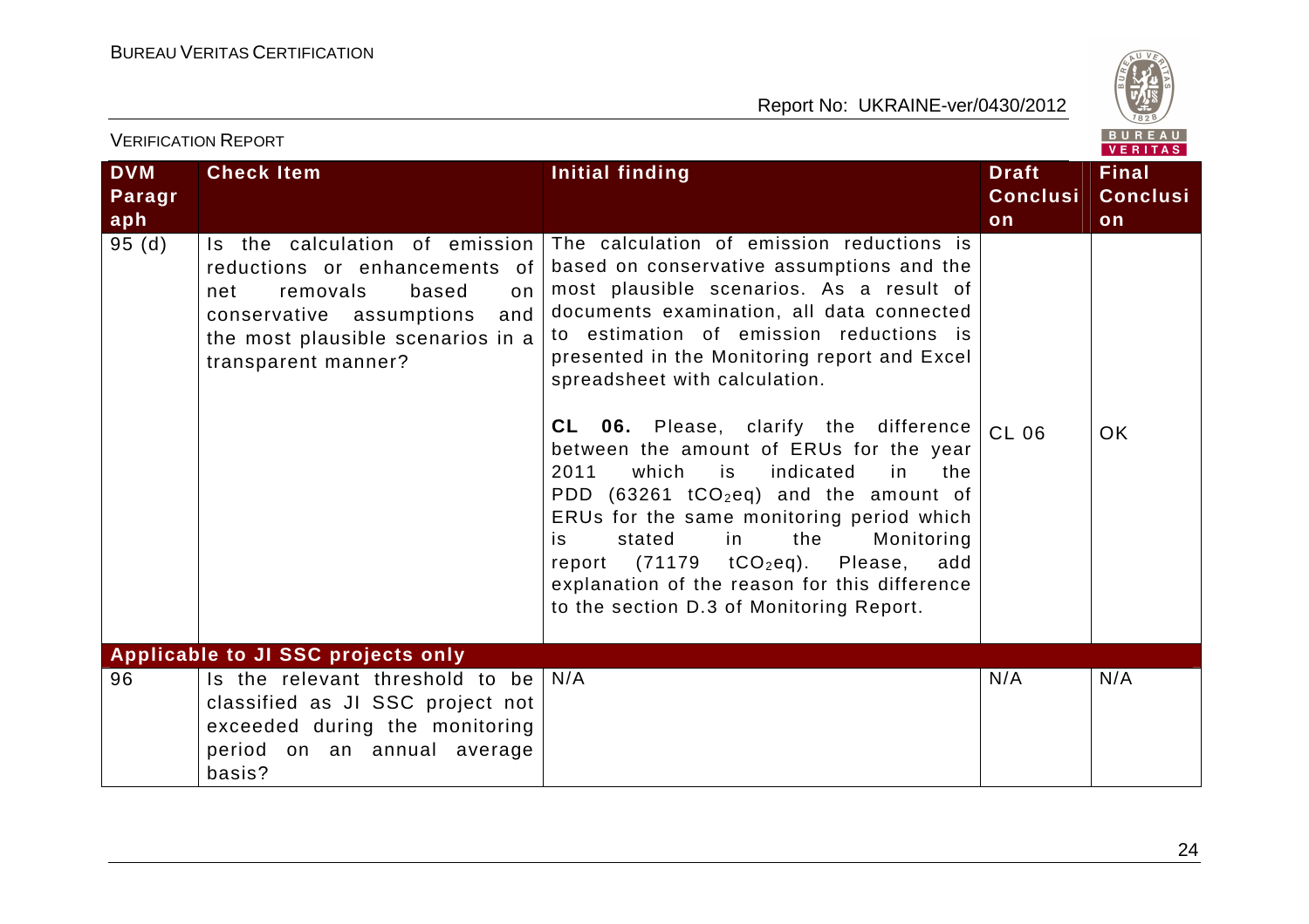| DVM Paragraph | Check Item | Initial finding | Draft Conclusion | Final Conclusion |
|---|---|---|---|---|
| 95 (d) | Is the calculation of emission reductions or enhancements of net removals based on conservative assumptions and the most plausible scenarios in a transparent manner? | The calculation of emission reductions is based on conservative assumptions and the most plausible scenarios. As a result of documents examination, all data connected to estimation of emission reductions is presented in the Monitoring report and Excel spreadsheet with calculation.<br><br>**CL 06.** Please, clarify the difference between the amount of ERUs for the year 2011 which is indicated in the PDD (63261 $tCO_2eq$) and the amount of ERUs for the same monitoring period which is stated in the Monitoring report (71179 $tCO_2eq$). Please, add explanation of the reason for this difference to the section D.3 of Monitoring Report. | CL 06 | OK |
| **Applicable to JI SSC projects only** | | | | |
| 96 | Is the relevant threshold to be classified as JI SSC project not exceeded during the monitoring period on an annual average basis? | N/A | N/A | N/A |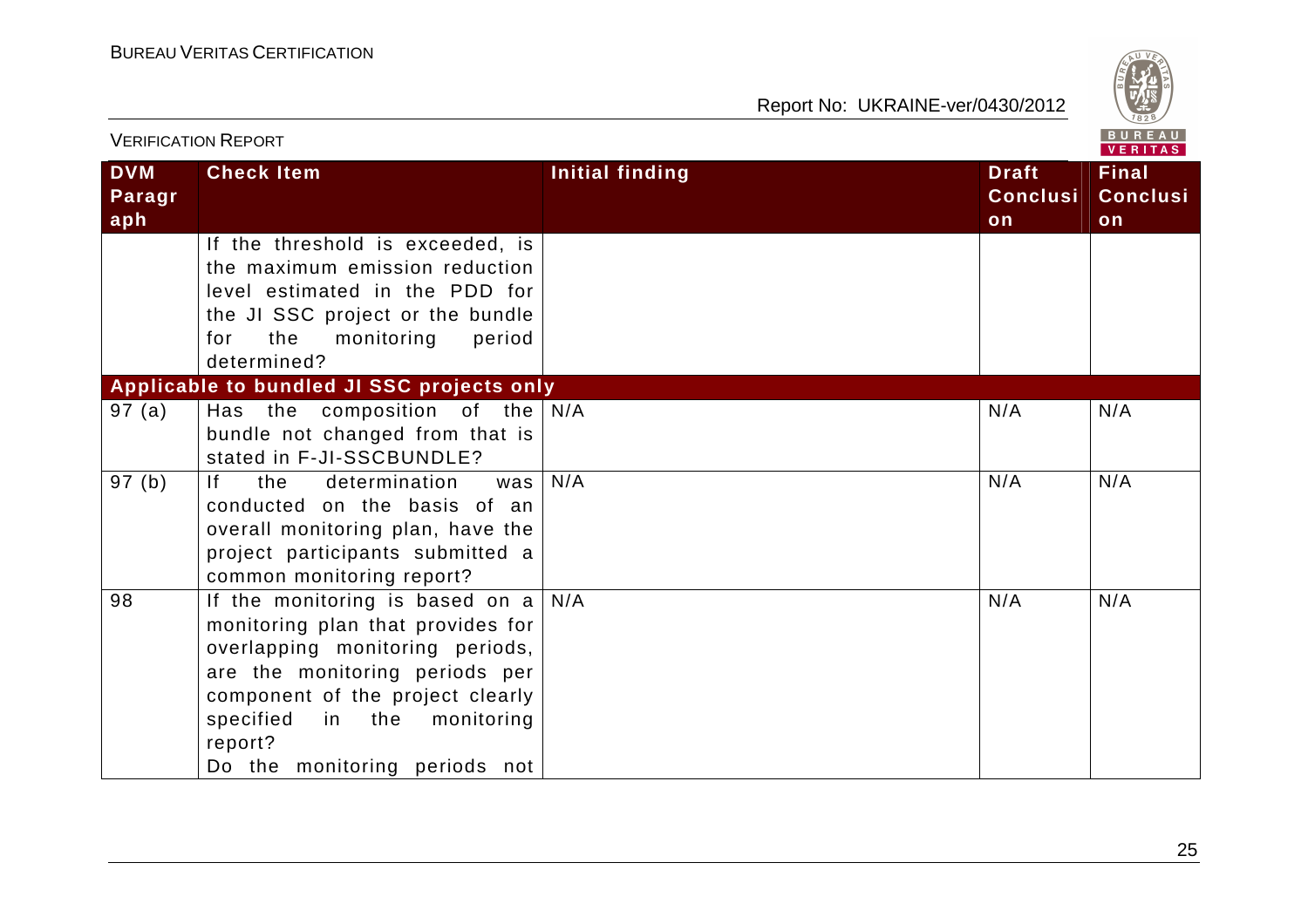| DVM Paragraph | Check Item | Initial finding | Draft Conclusion | Final Conclusion |
|---|---|---|---|---|
| | If the threshold is exceeded, is the maximum emission reduction level estimated in the PDD for the JI SSC project or the bundle for the monitoring period determined? | | | |
| **Applicable to bundled JI SSC projects only** | | | | |
| 97 (a) | Has the composition of the bundle not changed from that is stated in F-JI-SSCBUNDLE? | N/A | N/A | N/A |
| 97 (b) | If the determination was conducted on the basis of an overall monitoring plan, have the project participants submitted a common monitoring report? | N/A | N/A | N/A |
| 98 | If the monitoring is based on a monitoring plan that provides for overlapping monitoring periods, are the monitoring periods per component of the project clearly specified in the monitoring report?<br>Do the monitoring periods not | N/A | N/A | N/A |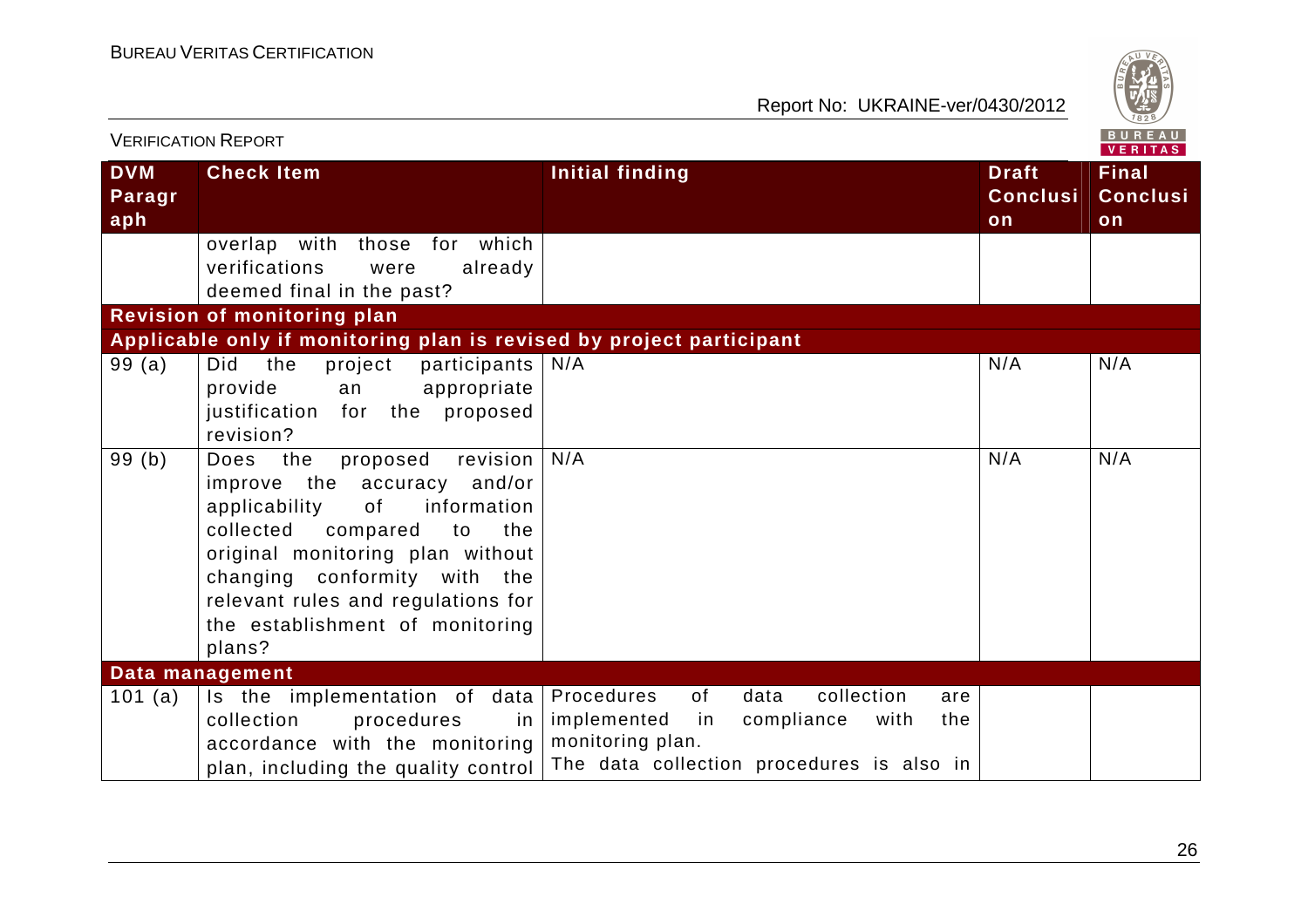| DVM Paragraph | Check Item | Initial finding | Draft Conclusion | Final Conclusion |
|---|---|---|---|---|
| | overlap with those for which verifications were already deemed final in the past? | | | |
| **Revision of monitoring plan** | | | | |
| **Applicable only if monitoring plan is revised by project participant** | | | | |
| 99 (a) | Did the project participants provide an appropriate justification for the proposed revision? | N/A | N/A | N/A |
| 99 (b) | Does the proposed revision improve the accuracy and/or applicability of information collected compared to the original monitoring plan without changing conformity with the relevant rules and regulations for the establishment of monitoring plans? | N/A | N/A | N/A |
| **Data management** | | | | |
| 101 (a) | Is the implementation of data collection procedures in accordance with the monitoring plan, including the quality control | Procedures of data collection are implemented in compliance with the monitoring plan.<br>The data collection procedures is also in | | |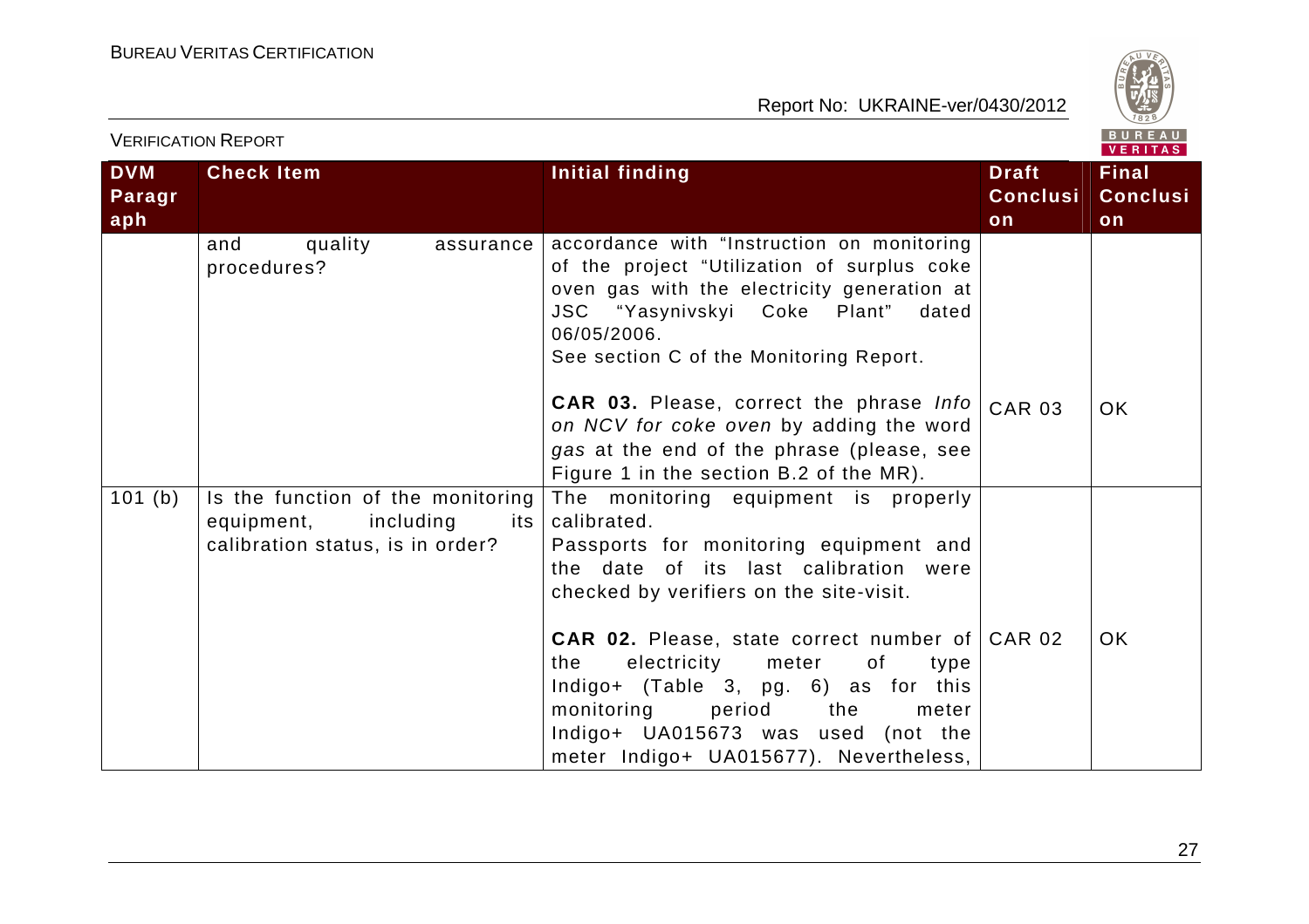| DVM Paragraph | Check Item | Initial finding | Draft Conclusion | Final Conclusion |
|---|---|---|---|---|
| | and quality assurance procedures? | accordance with "Instruction on monitoring of the project "Utilization of surplus coke oven gas with the electricity generation at JSC "Yasynivskyi Coke Plant" dated 06/05/2006.<br>See section C of the Monitoring Report.<br><br>**CAR 03.** Please, correct the phrase *Info on NCV for coke oven* by adding the word *gas* at the end of the phrase (please, see Figure 1 in the section B.2 of the MR). | CAR 03 | OK |
| 101 (b) | Is the function of the monitoring equipment, including its calibration status, is in order? | The monitoring equipment is properly calibrated.<br>Passports for monitoring equipment and the date of its last calibration were checked by verifiers on the site-visit.<br><br>**CAR 02.** Please, state correct number of the electricity meter of type Indigo+ (Table 3, pg. 6) as for this monitoring period the meter Indigo+ UA015673 was used (not the meter Indigo+ UA015677). Nevertheless, | CAR 02 | OK |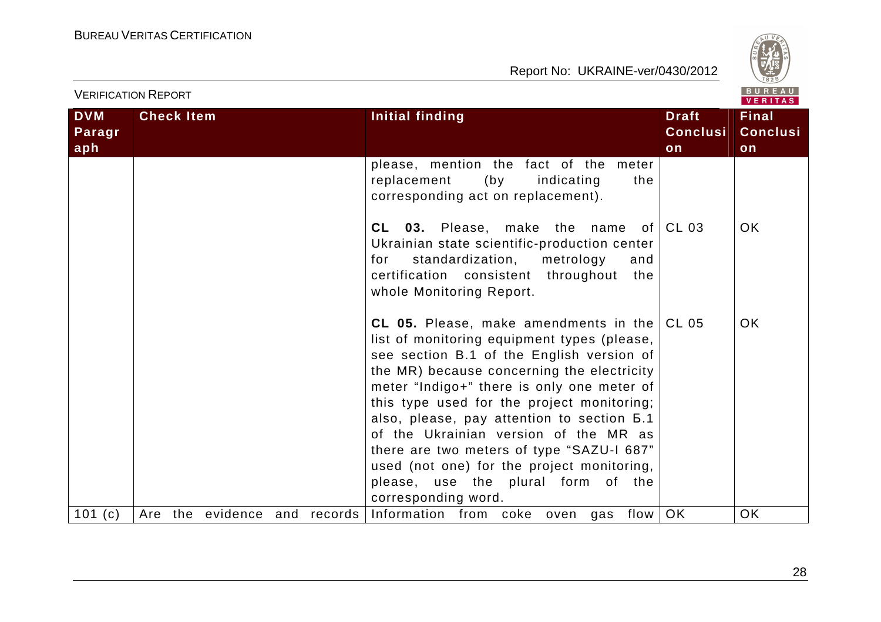| DVM Paragraph | Check Item | Initial finding | Draft Conclusion | Final Conclusion |
|---|---|---|---|---|
| | | please, mention the fact of the meter replacement (by indicating the corresponding act on replacement). | | |
| | | **CL 03.** Please, make the name of Ukrainian state scientific-production center for standardization, metrology and certification consistent throughout the whole Monitoring Report. | CL 03 | OK |
| | | **CL 05.** Please, make amendments in the list of monitoring equipment types (please, see section B.1 of the English version of the MR) because concerning the electricity meter "Indigo+" there is only one meter of this type used for the project monitoring; also, please, pay attention to section Б.1 of the Ukrainian version of the MR as there are two meters of type "SAZU-I 687" used (not one) for the project monitoring, please, use the plural form of the corresponding word. | CL 05 | OK |
| 101 (c) | Are the evidence and records | Information from coke oven gas flow | OK | OK |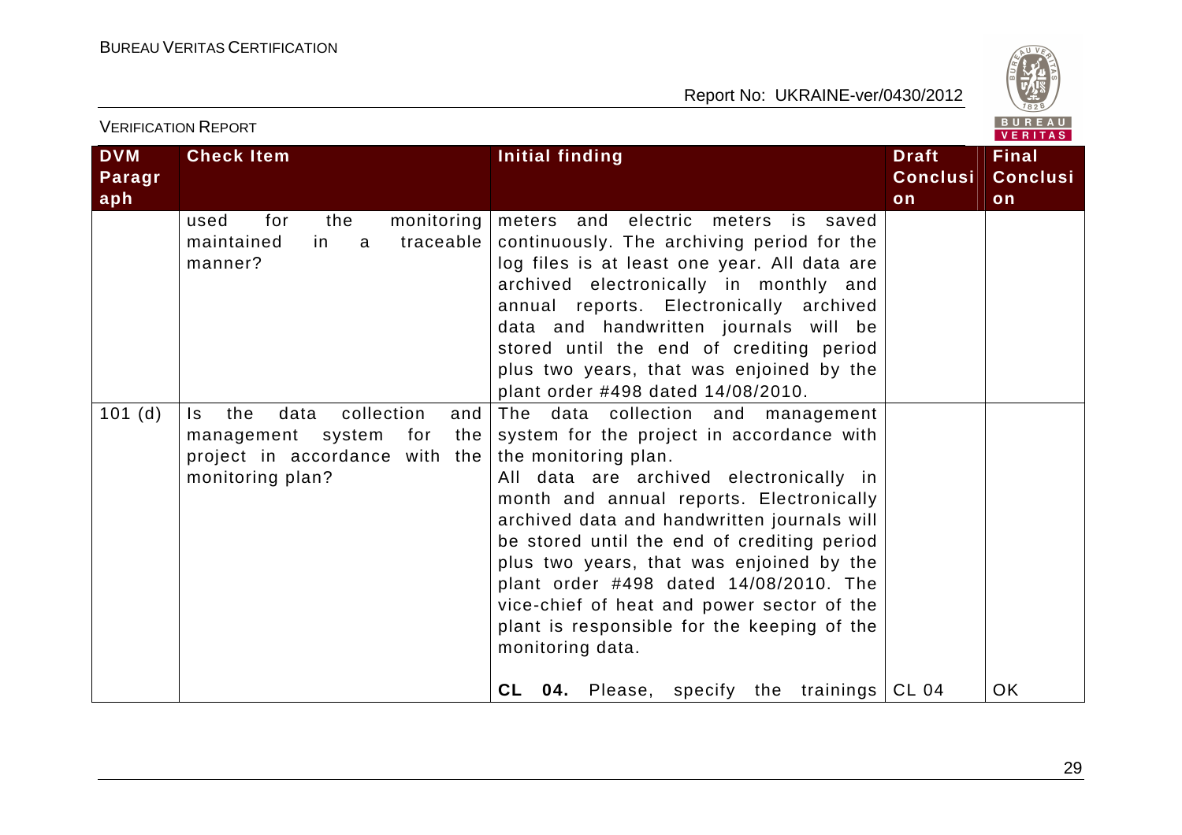| DVM Paragraph | Check Item | Initial finding | Draft Conclusion | Final Conclusion |
|---|---|---|---|---|
| | used for the monitoring maintained in a traceable manner? | meters and electric meters is saved continuously. The archiving period for the log files is at least one year. All data are archived electronically in monthly and annual reports. Electronically archived data and handwritten journals will be stored until the end of crediting period plus two years, that was enjoined by the plant order #498 dated 14/08/2010. | | |
| 101 (d) | Is the data collection and management system for the project in accordance with the monitoring plan? | The data collection and management system for the project in accordance with the monitoring plan.<br>All data are archived electronically in month and annual reports. Electronically archived data and handwritten journals will be stored until the end of crediting period plus two years, that was enjoined by the plant order #498 dated 14/08/2010. The vice-chief of heat and power sector of the plant is responsible for the keeping of the monitoring data.<br><br>**CL 04.** Please, specify the trainings | CL 04 | OK |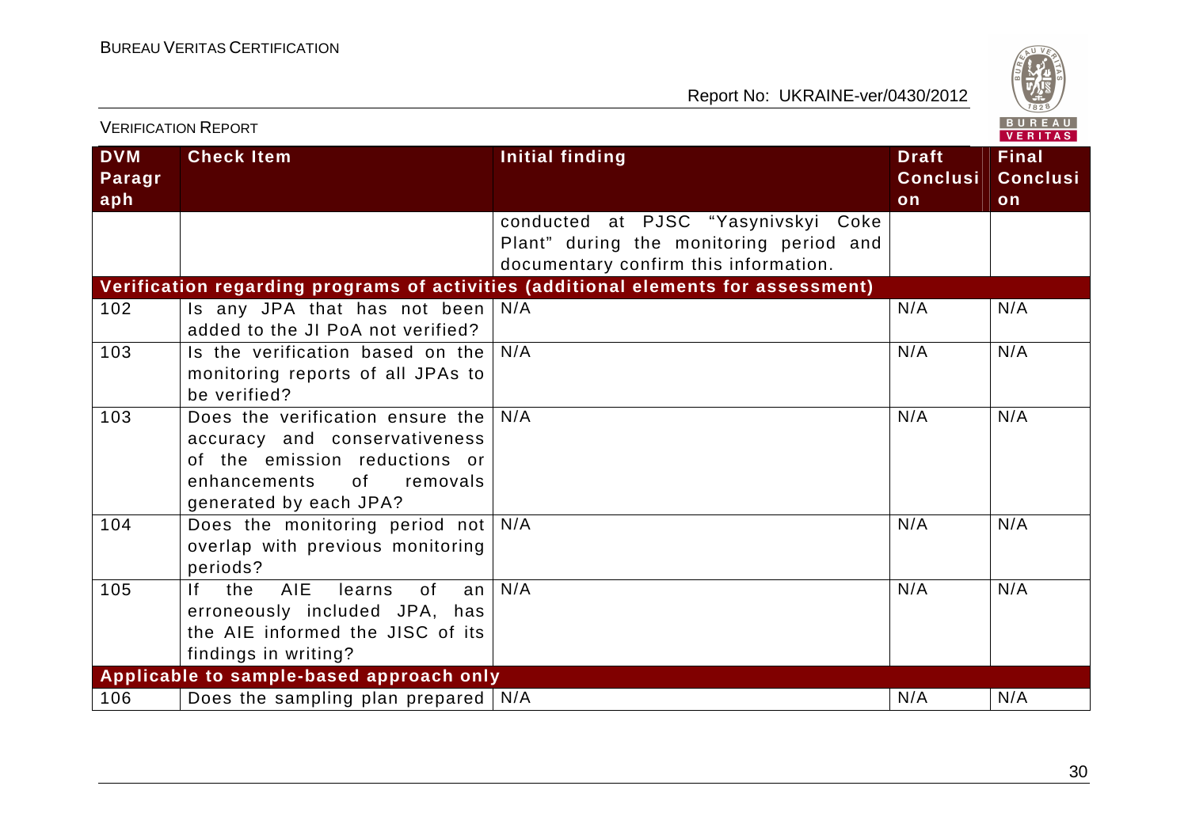| DVM Paragraph | Check Item | Initial finding | Draft Conclusion | Final Conclusion |
|---|---|---|---|---|
| | | conducted at PJSC "Yasynivskyi Coke Plant" during the monitoring period and documentary confirm this information. | | |
| **Verification regarding programs of activities (additional elements for assessment)** | | | | |
| 102 | Is any JPA that has not been added to the JI PoA not verified? | N/A | N/A | N/A |
| 103 | Is the verification based on the monitoring reports of all JPAs to be verified? | N/A | N/A | N/A |
| 103 | Does the verification ensure the accuracy and conservativeness of the emission reductions or enhancements of removals generated by each JPA? | N/A | N/A | N/A |
| 104 | Does the monitoring period not overlap with previous monitoring periods? | N/A | N/A | N/A |
| 105 | If the AIE learns of an erroneously included JPA, has the AIE informed the JISC of its findings in writing? | N/A | N/A | N/A |
| **Applicable to sample-based approach only** | | | | |
| 106 | Does the sampling plan prepared | N/A | N/A | N/A |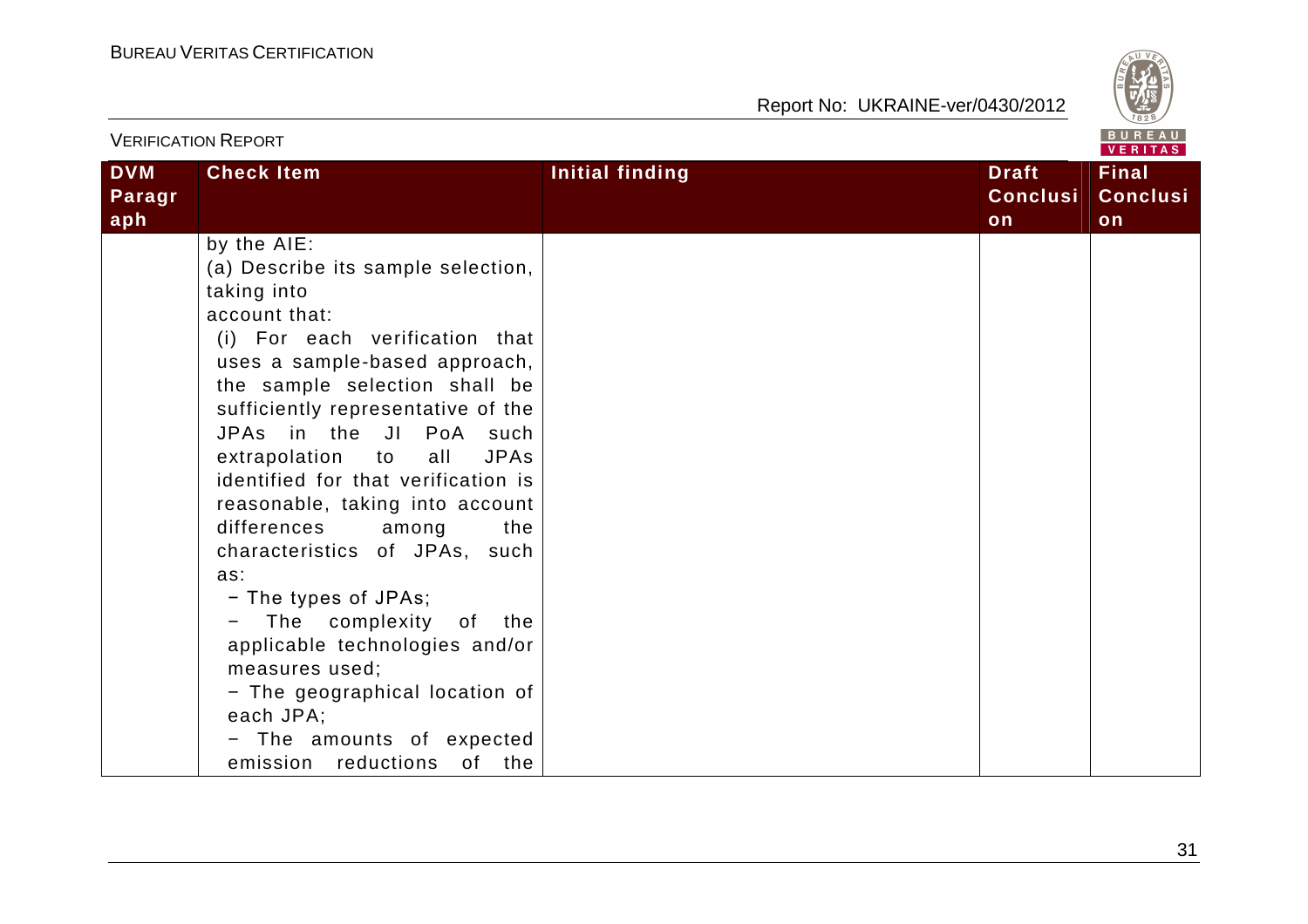| DVM Paragraph | Check Item | Initial finding | Draft Conclusion | Final Conclusion |
|---|---|---|---|---|
| | by the AIE:<br>(a) Describe its sample selection, taking into account that:<br>(i) For each verification that uses a sample-based approach, the sample selection shall be sufficiently representative of the JPAs in the JI PoA such extrapolation to all JPAs identified for that verification is reasonable, taking into account differences among the characteristics of JPAs, such as:<br>− The types of JPAs;<br>− The complexity of the applicable technologies and/or measures used;<br>− The geographical location of each JPA;<br>− The amounts of expected emission reductions of the | | | |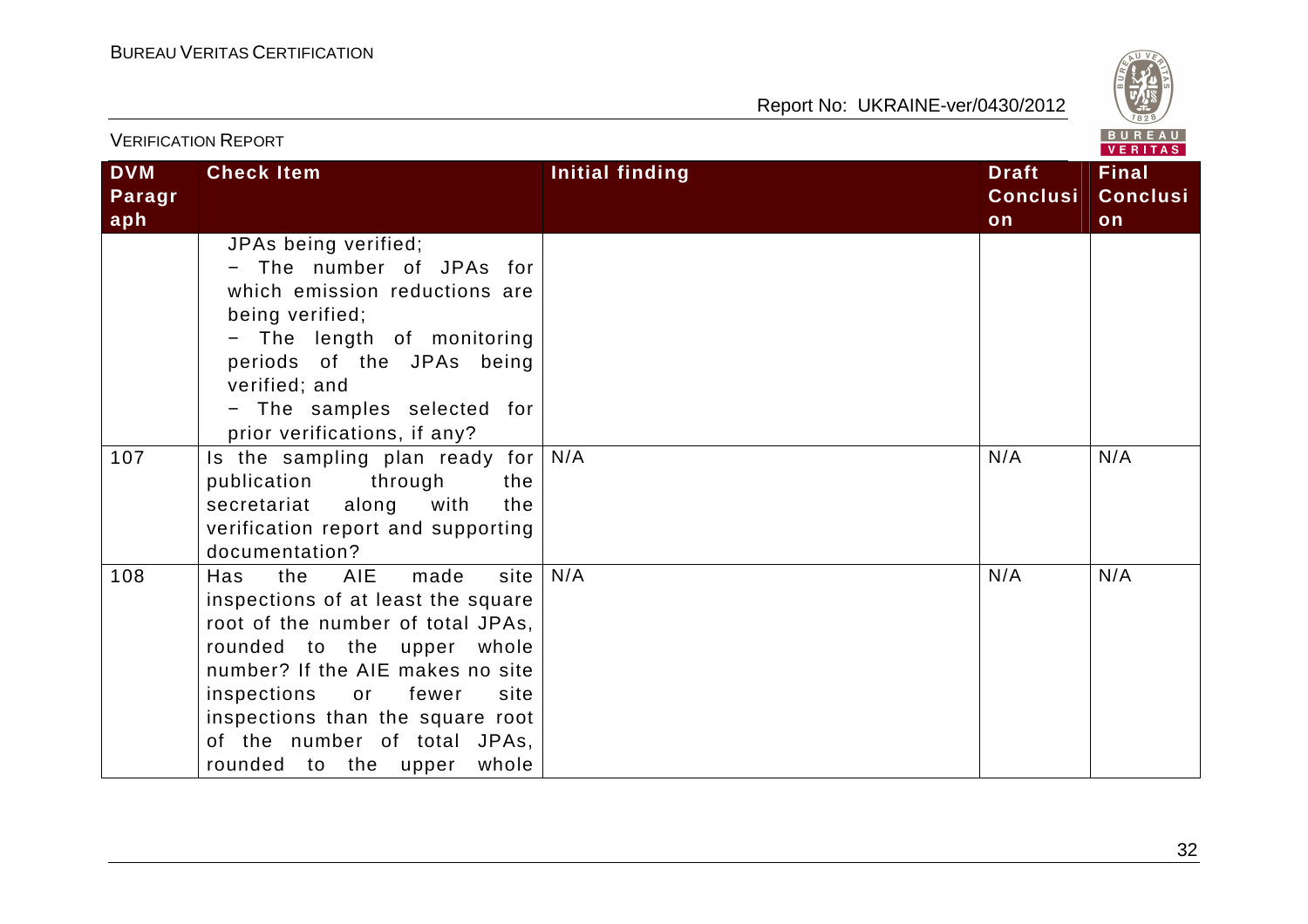| DVM Paragraph | Check Item | Initial finding | Draft Conclusion | Final Conclusion |
|---|---|---|---|---|
| | JPAs being verified;<br>− The number of JPAs for which emission reductions are being verified;<br>− The length of monitoring periods of the JPAs being verified; and<br>− The samples selected for prior verifications, if any? | | | |
| 107 | Is the sampling plan ready for publication through the secretariat along with the verification report and supporting documentation? | N/A | N/A | N/A |
| 108 | Has the AIE made site inspections of at least the square root of the number of total JPAs, rounded to the upper whole number? If the AIE makes no site inspections or fewer site inspections than the square root of the number of total JPAs, rounded to the upper whole | N/A | N/A | N/A |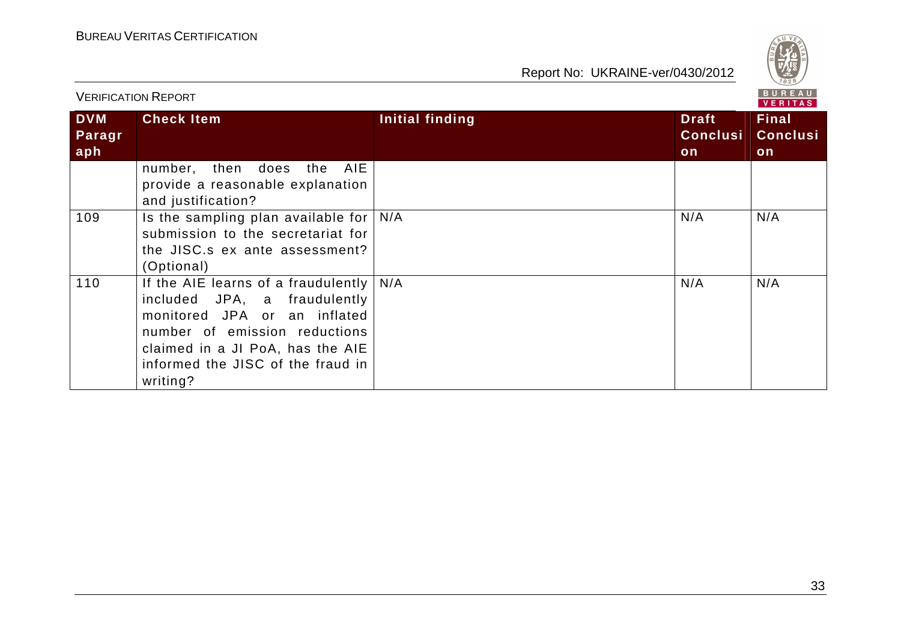| DVM Paragraph | Check Item | Initial finding | Draft Conclusion | Final Conclusion |
|---|---|---|---|---|
| | number, then does the AIE provide a reasonable explanation and justification? | | | |
| 109 | Is the sampling plan available for submission to the secretariat for the JISC.s ex ante assessment? (Optional) | N/A | N/A | N/A |
| 110 | If the AIE learns of a fraudulently included JPA, a fraudulently monitored JPA or an inflated number of emission reductions claimed in a JI PoA, has the AIE informed the JISC of the fraud in writing? | N/A | N/A | N/A |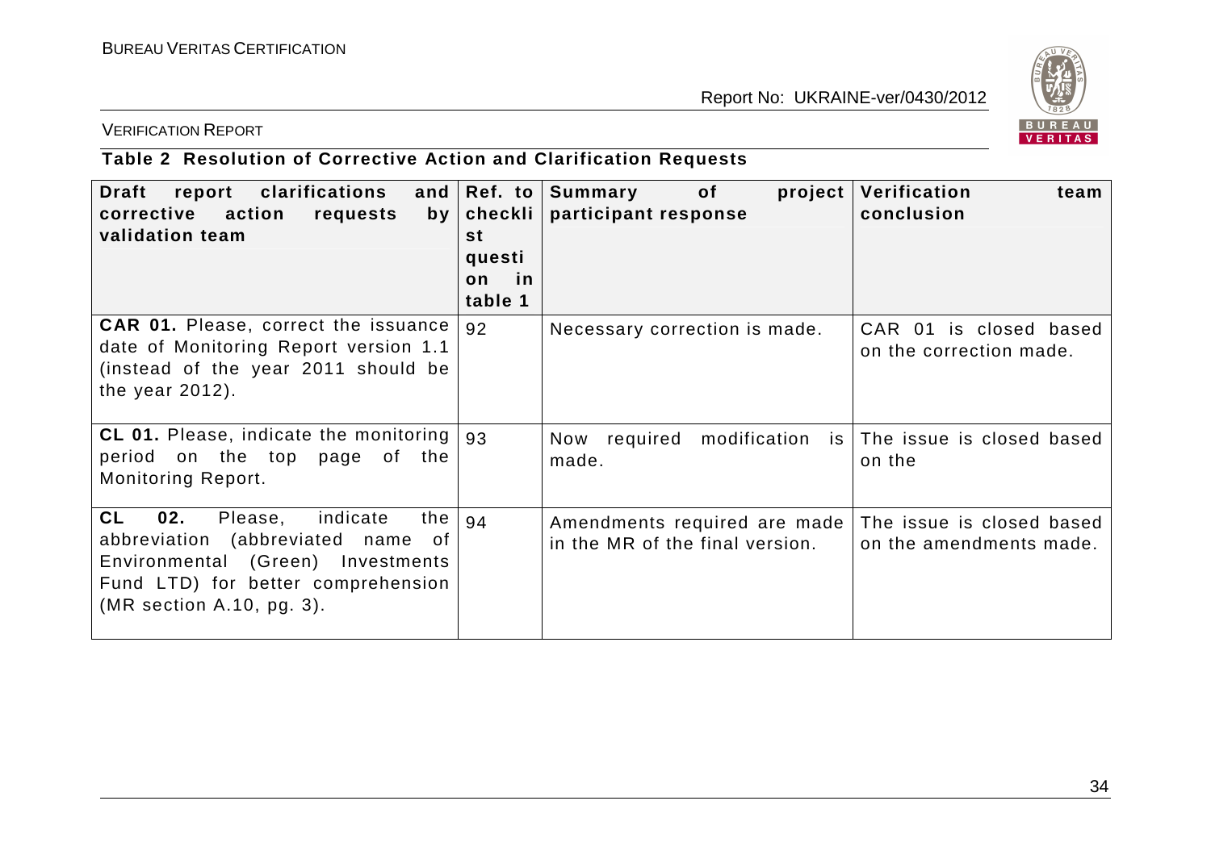**Table 2 Resolution of Corrective Action and Clarification Requests**

| Draft report clarifications and corrective action requests by validation team | Ref. to checklist question in table 1 | Summary of project participant response | Verification team conclusion |
|---|---|---|---|
| **CAR 01.** Please, correct the issuance date of Monitoring Report version 1.1 (instead of the year 2011 should be the year 2012). | 92 | Necessary correction is made. | CAR 01 is closed based on the correction made. |
| **CL 01.** Please, indicate the monitoring period on the top page of the Monitoring Report. | 93 | Now required modification is made. | The issue is closed based on the |
| **CL 02.** Please, indicate the abbreviation (abbreviated name of Environmental (Green) Investments Fund LTD) for better comprehension (MR section A.10, pg. 3). | 94 | Amendments required are made in the MR of the final version. | The issue is closed based on the amendments made. |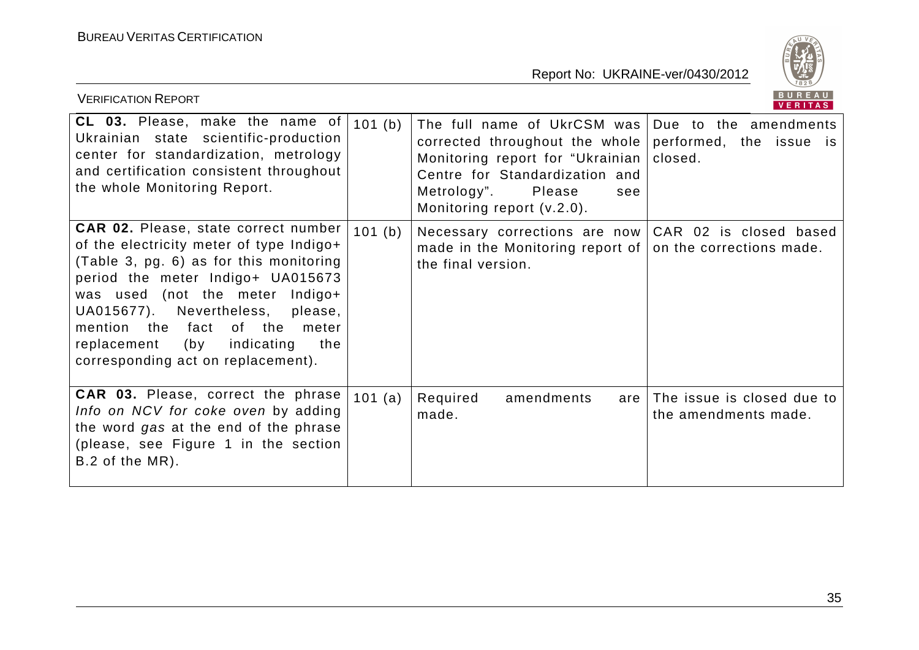| | | | |
|---|---|---|---|
| **CL 03.** Please, make the name of Ukrainian state scientific-production center for standardization, metrology and certification consistent throughout the whole Monitoring Report. | 101 (b) | The full name of UkrCSM was corrected throughout the whole Monitoring report for "Ukrainian Centre for Standardization and Metrology". Please see Monitoring report (v.2.0). | Due to the amendments performed, the issue is closed. |
| **CAR 02.** Please, state correct number of the electricity meter of type Indigo+ (Table 3, pg. 6) as for this monitoring period the meter Indigo+ UA015673 was used (not the meter Indigo+ UA015677). Nevertheless, please, mention the fact of the meter replacement (by indicating the corresponding act on replacement). | 101 (b) | Necessary corrections are now made in the Monitoring report of the final version. | CAR 02 is closed based on the corrections made. |
| **CAR 03.** Please, correct the phrase *Info on NCV for coke oven* by adding the word *gas* at the end of the phrase (please, see Figure 1 in the section B.2 of the MR). | 101 (a) | Required amendments are made. | The issue is closed due to the amendments made. |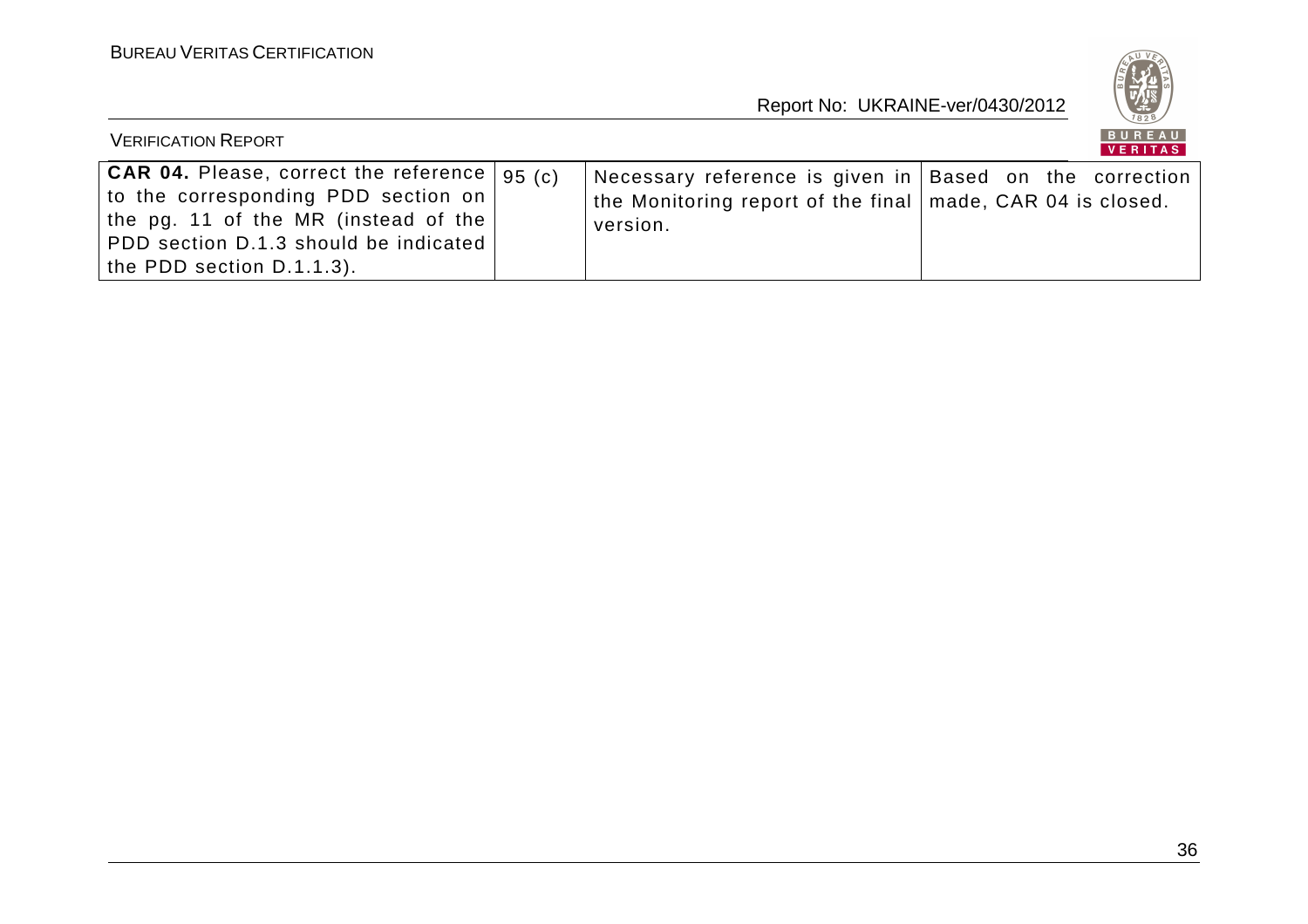| | | | |
|---|---|---|---|
| **CAR 04.** Please, correct the reference to the corresponding PDD section on the pg. 11 of the MR (instead of the PDD section D.1.3 should be indicated the PDD section D.1.1.3). | 95 (c) | Necessary reference is given in the Monitoring report of the final version. | Based on the correction made, CAR 04 is closed. |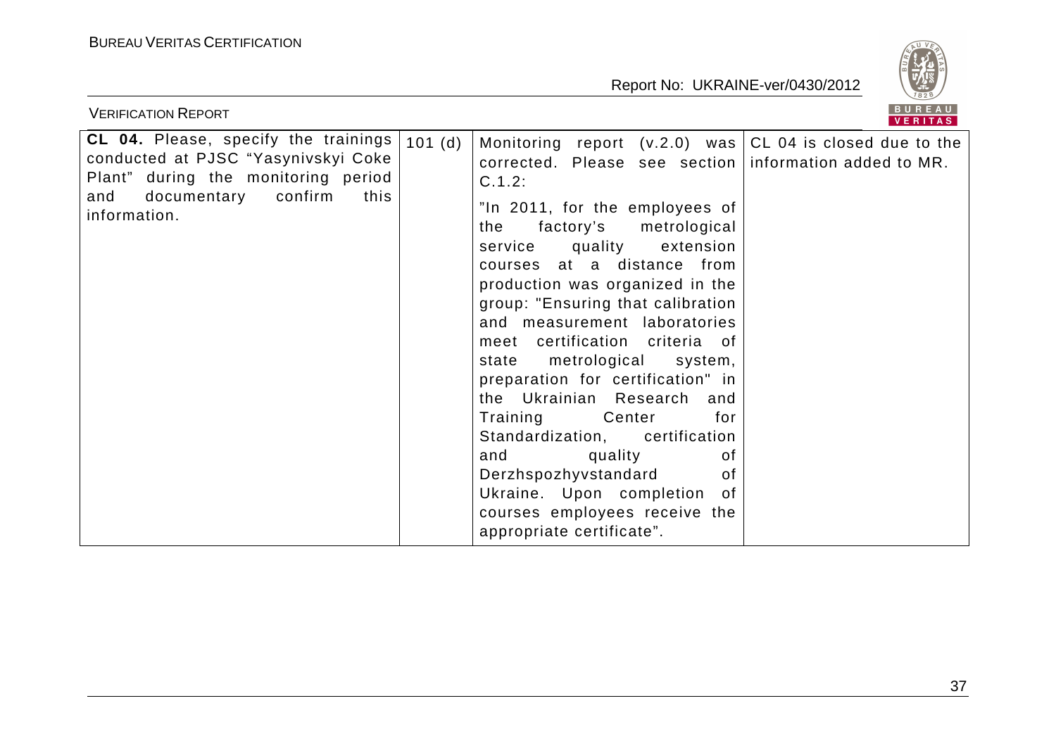| | | | |
|---|---|---|---|
| **CL 04.** Please, specify the trainings conducted at PJSC "Yasynivskyi Coke Plant" during the monitoring period and documentary confirm this information. | 101 (d) | Monitoring report (v.2.0) was corrected. Please see section C.1.2:<br><br>"In 2011, for the employees of the factory's metrological service quality extension courses at a distance from production was organized in the group: "Ensuring that calibration and measurement laboratories meet certification criteria of state metrological system, preparation for certification" in the Ukrainian Research and Training Center for Standardization, certification and quality of Derzhspozhyvstandard of Ukraine. Upon completion of courses employees receive the appropriate certificate". | CL 04 is closed due to the information added to MR. |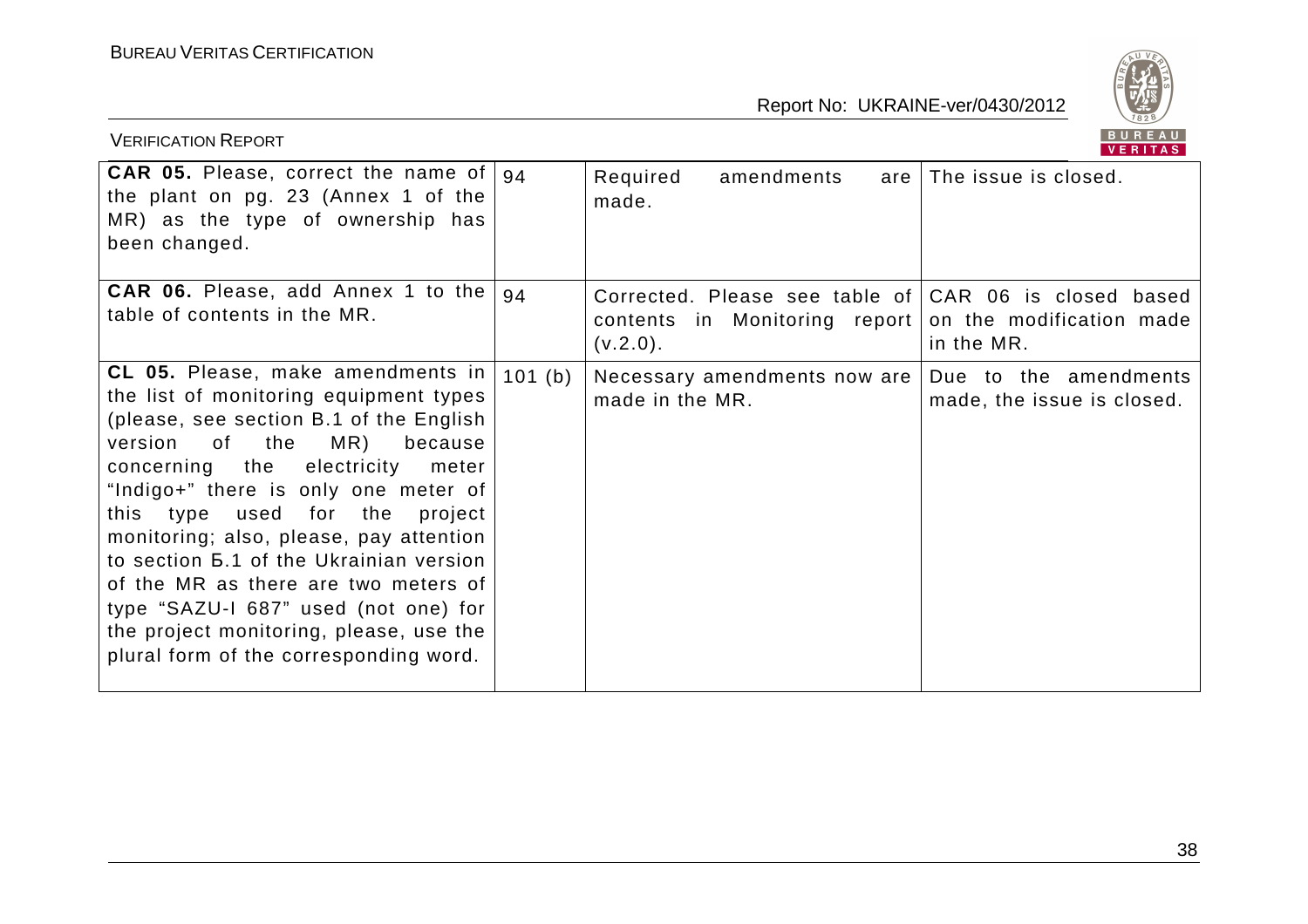| **CAR 05.** Please, correct the name of the plant on pg. 23 (Annex 1 of the MR) as the type of ownership has been changed. | 94 | Required amendments are made. | The issue is closed. |
|---|---|---|---|
| **CAR 06.** Please, add Annex 1 to the table of contents in the MR. | 94 | Corrected. Please see table of contents in Monitoring report (v.2.0). | CAR 06 is closed based on the modification made in the MR. |
| **CL 05.** Please, make amendments in the list of monitoring equipment types (please, see section B.1 of the English version of the MR) because concerning the electricity meter "Indigo+" there is only one meter of this type used for the project monitoring; also, please, pay attention to section Б.1 of the Ukrainian version of the MR as there are two meters of type "SAZU-I 687" used (not one) for the project monitoring, please, use the plural form of the corresponding word. | 101 (b) | Necessary amendments now are made in the MR. | Due to the amendments made, the issue is closed. |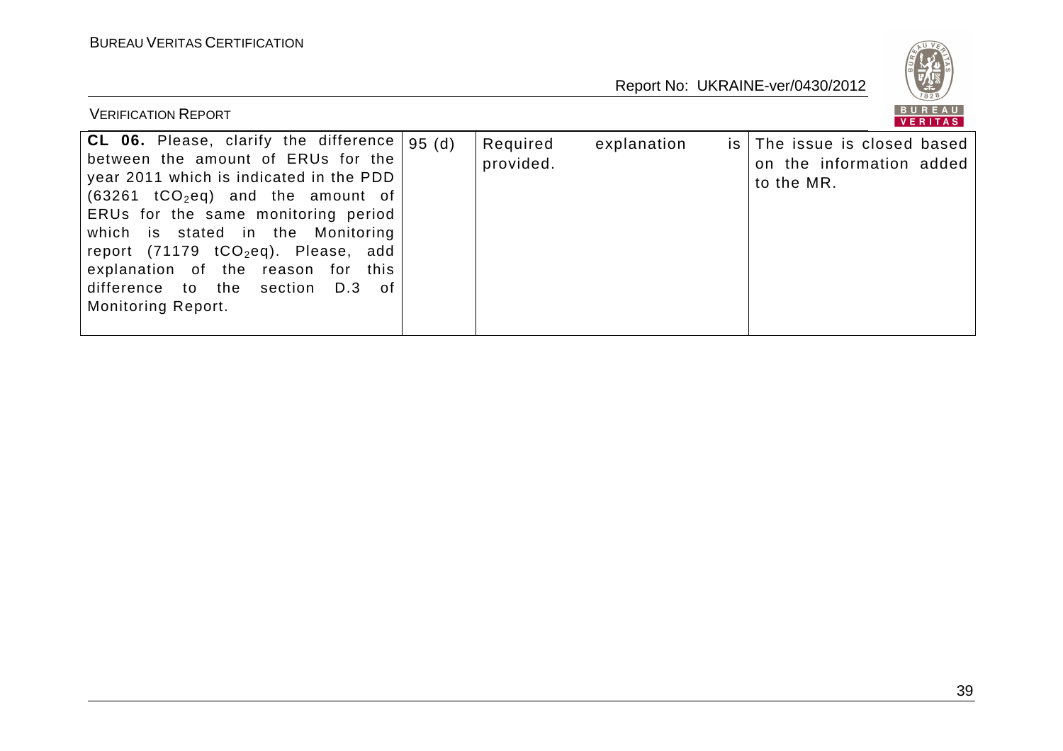| | | | |
|---|---|---|---|
| **CL 06.** Please, clarify the difference between the amount of ERUs for the year 2011 which is indicated in the PDD (63261 $tCO_2eq$) and the amount of ERUs for the same monitoring period which is stated in the Monitoring report (71179 $tCO_2eq$). Please, add explanation of the reason for this difference to the section D.3 of Monitoring Report. | 95 (d) | Required explanation is provided. | The issue is closed based on the information added to the MR. |